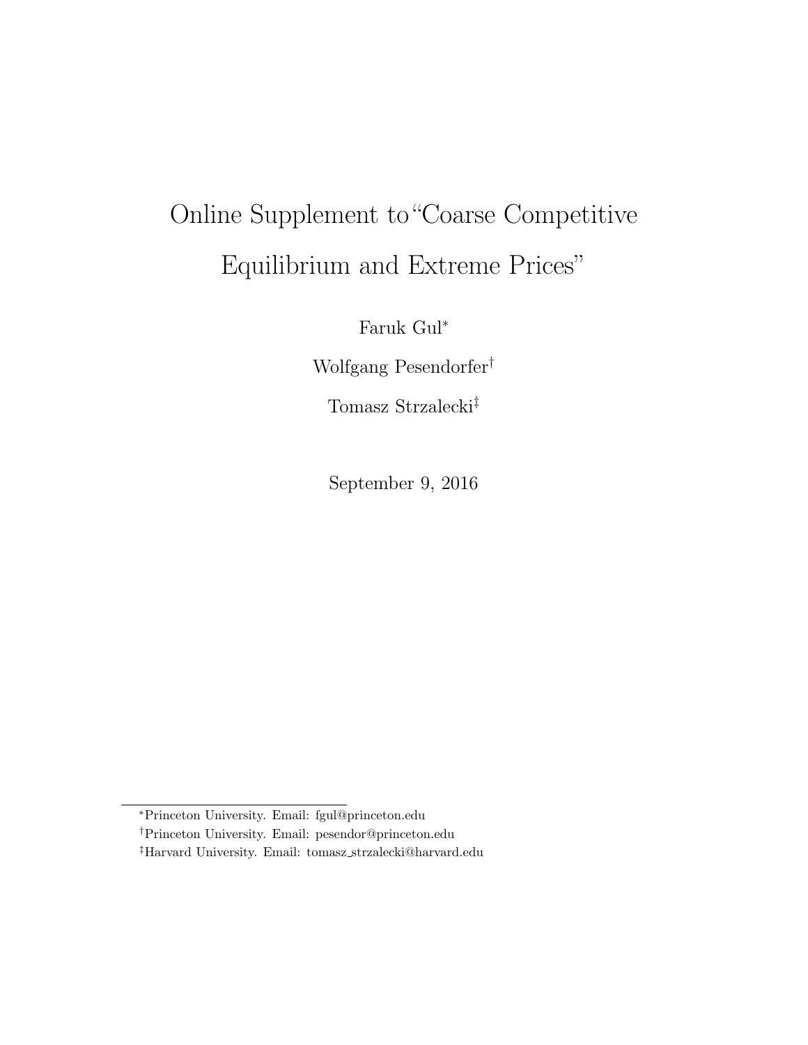# Online Supplement to "Coarse Competitive Equilibrium and Extreme Prices"

Faruk Gul*

Wolfgang Pesendorfer†

Tomasz Strzalecki‡

September 9, 2016

---

*Princeton University. Email: fgul@princeton.edu

†Princeton University. Email: pesendor@princeton.edu

‡Harvard University. Email: tomasz_strzalecki@harvard.edu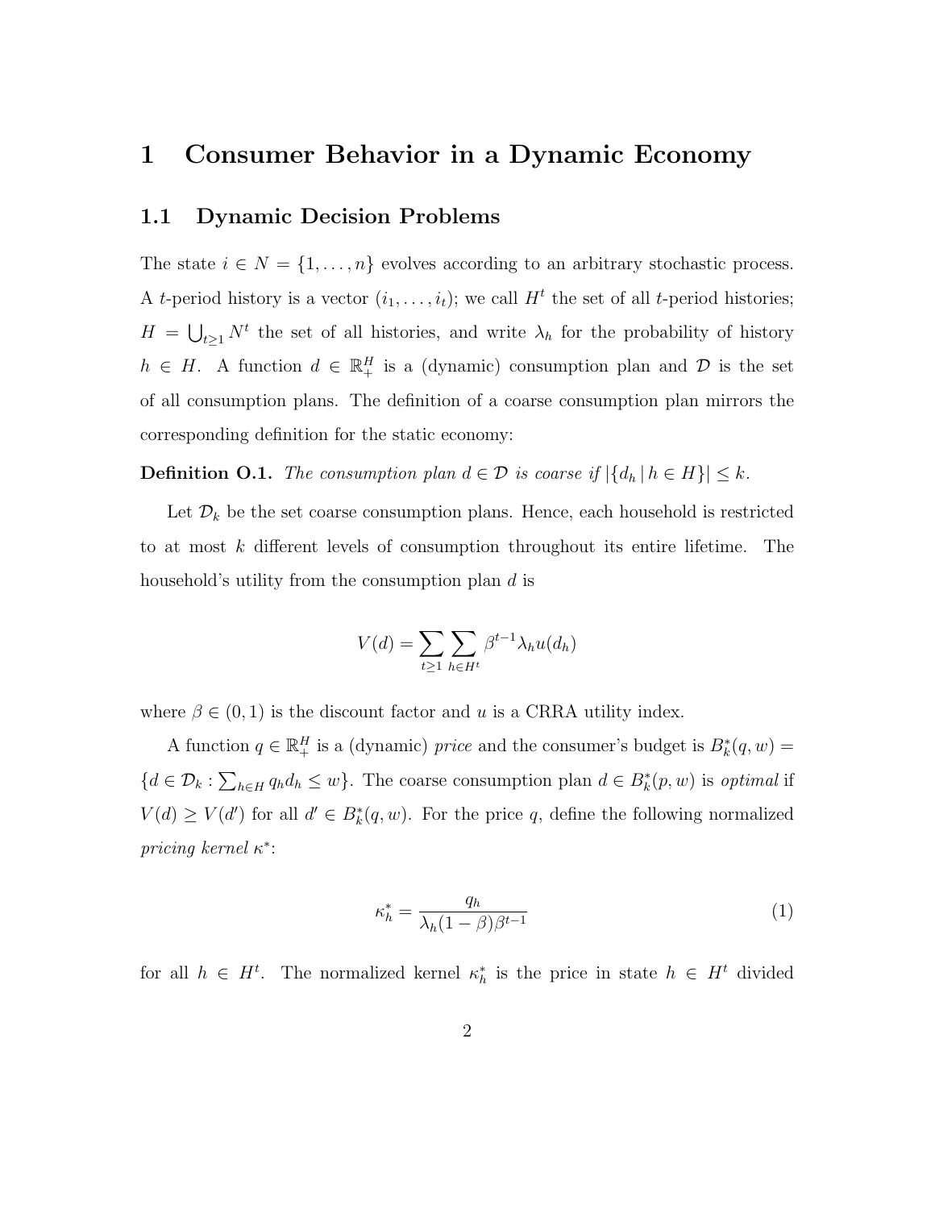# 1 Consumer Behavior in a Dynamic Economy

## 1.1 Dynamic Decision Problems

The state $i \in N = \{1, \dots, n\}$ evolves according to an arbitrary stochastic process. A $t$-period history is a vector $(i_1, \dots, i_t)$; we call $H^t$ the set of all $t$-period histories; $H = \bigcup_{t \geq 1} N^t$ the set of all histories, and write $\lambda_h$ for the probability of history $h \in H$. A function $d \in \mathbb{R}^H_+$ is a (dynamic) consumption plan and $\mathcal{D}$ is the set of all consumption plans. The definition of a coarse consumption plan mirrors the corresponding definition for the static economy:

**Definition O.1.** *The consumption plan $d \in \mathcal{D}$ is coarse if $|\{d_h \,|\, h \in H\}| \leq k$.*

Let $\mathcal{D}_k$ be the set coarse consumption plans. Hence, each household is restricted to at most $k$ different levels of consumption throughout its entire lifetime. The household's utility from the consumption plan $d$ is

$$V(d) = \sum_{t \geq 1} \sum_{h \in H^t} \beta^{t-1} \lambda_h u(d_h)$$

where $\beta \in (0, 1)$ is the discount factor and $u$ is a CRRA utility index.

A function $q \in \mathbb{R}^H_+$ is a (dynamic) *price* and the consumer's budget is $B^*_k(q, w) = \{d \in \mathcal{D}_k : \sum_{h \in H} q_h d_h \leq w\}$. The coarse consumption plan $d \in B^*_k(p, w)$ is *optimal* if $V(d) \geq V(d')$ for all $d' \in B^*_k(q, w)$. For the price $q$, define the following normalized *pricing kernel* $\kappa^*$:

$$\kappa^*_h = \frac{q_h}{\lambda_h (1 - \beta) \beta^{t-1}} \tag{1}$$

for all $h \in H^t$. The normalized kernel $\kappa^*_h$ is the price in state $h \in H^t$ divided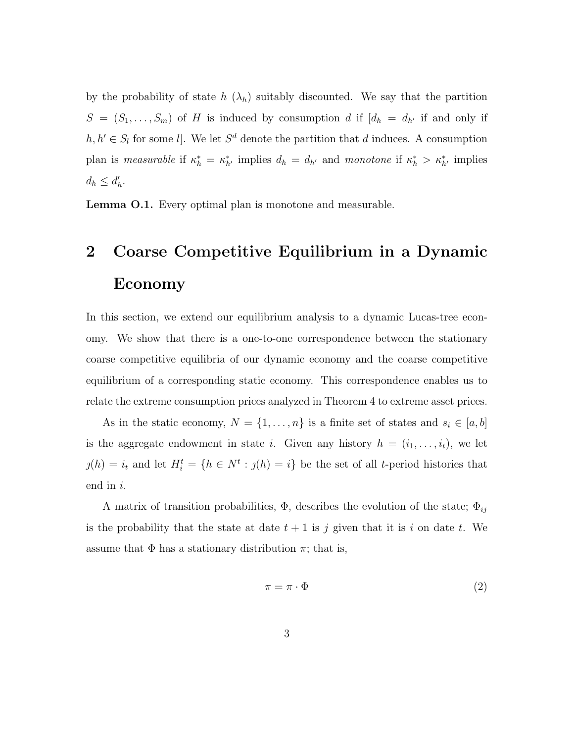by the probability of state $h$ ($\lambda_h$) suitably discounted. We say that the partition $S = (S_1, \ldots, S_m)$ of $H$ is induced by consumption $d$ if [$d_h = d_{h'}$ if and only if $h, h' \in S_l$ for some $l$]. We let $S^d$ denote the partition that $d$ induces. A consumption plan is *measurable* if $\kappa^*_h = \kappa^*_{h'}$ implies $d_h = d_{h'}$ and *monotone* if $\kappa^*_h > \kappa^*_{h'}$ implies $d_h \leq d'_h$.

**Lemma O.1.** Every optimal plan is monotone and measurable.

# 2 Coarse Competitive Equilibrium in a Dynamic Economy

In this section, we extend our equilibrium analysis to a dynamic Lucas-tree economy. We show that there is a one-to-one correspondence between the stationary coarse competitive equilibria of our dynamic economy and the coarse competitive equilibrium of a corresponding static economy. This correspondence enables us to relate the extreme consumption prices analyzed in Theorem 4 to extreme asset prices.

As in the static economy, $N = \{1, \ldots, n\}$ is a finite set of states and $s_i \in [a, b]$ is the aggregate endowment in state $i$. Given any history $h = (i_1, \ldots, i_t)$, we let $\jmath(h) = i_t$ and let $H^t_i = \{h \in N^t : \jmath(h) = i\}$ be the set of all $t$-period histories that end in $i$.

A matrix of transition probabilities, $\Phi$, describes the evolution of the state; $\Phi_{ij}$ is the probability that the state at date $t+1$ is $j$ given that it is $i$ on date $t$. We assume that $\Phi$ has a stationary distribution $\pi$; that is,

$$\pi = \pi \cdot \Phi \tag{2}$$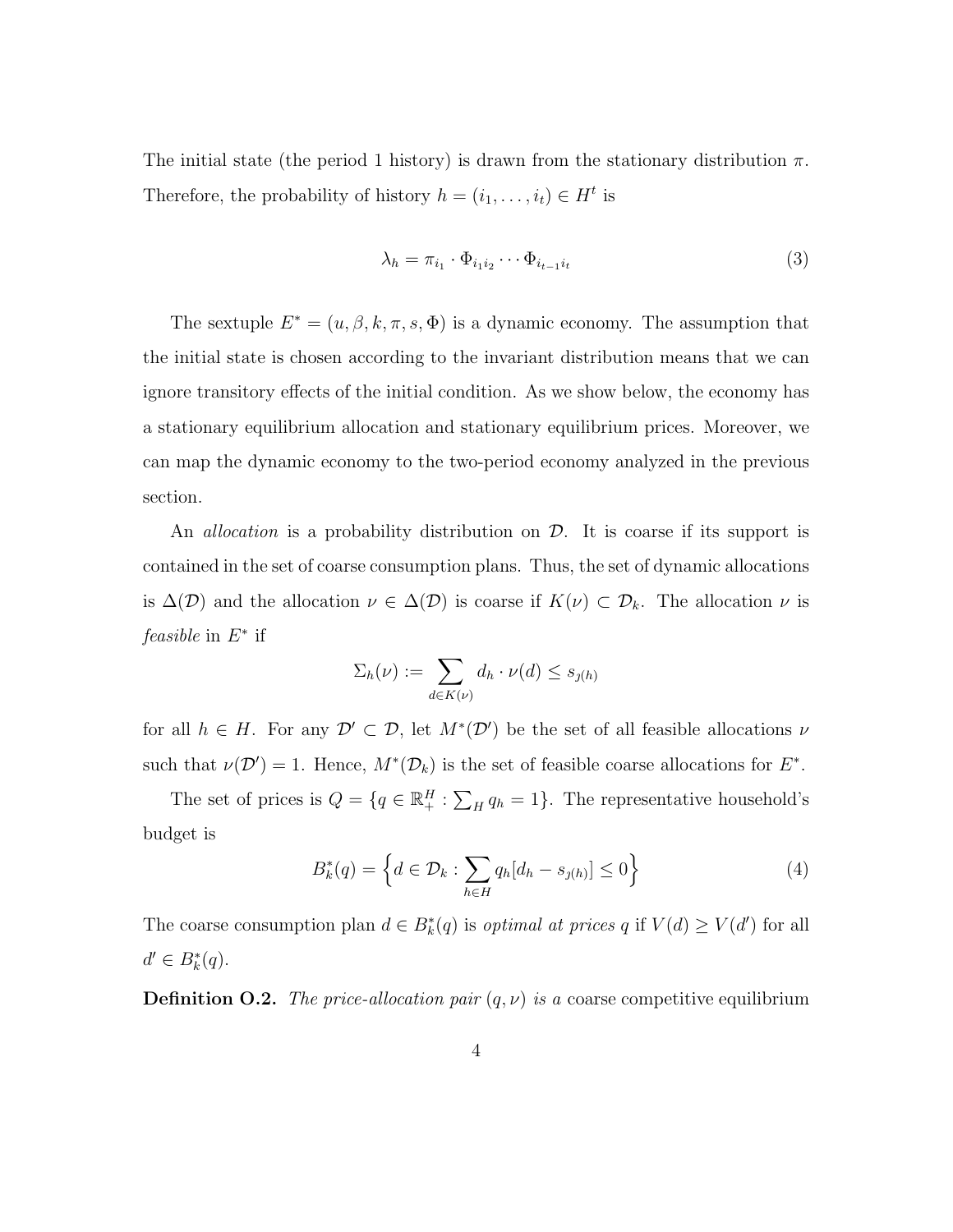The initial state (the period 1 history) is drawn from the stationary distribution $\pi$. Therefore, the probability of history $h = (i_1, \ldots, i_t) \in H^t$ is

$$\lambda_h = \pi_{i_1} \cdot \Phi_{i_1 i_2} \cdots \Phi_{i_{t-1} i_t} \tag{3}$$

The sextuple $E^* = (u, \beta, k, \pi, s, \Phi)$ is a dynamic economy. The assumption that the initial state is chosen according to the invariant distribution means that we can ignore transitory effects of the initial condition. As we show below, the economy has a stationary equilibrium allocation and stationary equilibrium prices. Moreover, we can map the dynamic economy to the two-period economy analyzed in the previous section.

An *allocation* is a probability distribution on $\mathcal{D}$. It is coarse if its support is contained in the set of coarse consumption plans. Thus, the set of dynamic allocations is $\Delta(\mathcal{D})$ and the allocation $\nu \in \Delta(\mathcal{D})$ is coarse if $K(\nu) \subset \mathcal{D}_k$. The allocation $\nu$ is *feasible* in $E^*$ if

$$\Sigma_h(\nu) := \sum_{d \in K(\nu)} d_h \cdot \nu(d) \leq s_{\jmath(h)}$$

for all $h \in H$. For any $\mathcal{D}' \subset \mathcal{D}$, let $M^*(\mathcal{D}')$ be the set of all feasible allocations $\nu$ such that $\nu(\mathcal{D}') = 1$. Hence, $M^*(\mathcal{D}_k)$ is the set of feasible coarse allocations for $E^*$.

The set of prices is $Q = \{q \in \mathbb{R}^H_+ : \sum_H q_h = 1\}$. The representative household's budget is

$$B^*_k(q) = \Big\{ d \in \mathcal{D}_k : \sum_{h \in H} q_h [d_h - s_{\jmath(h)}] \leq 0 \Big\} \tag{4}$$

The coarse consumption plan $d \in B^*_k(q)$ is *optimal at prices* $q$ if $V(d) \geq V(d')$ for all $d' \in B^*_k(q)$.

**Definition O.2.** *The price-allocation pair* $(q, \nu)$ *is a* coarse competitive equilibrium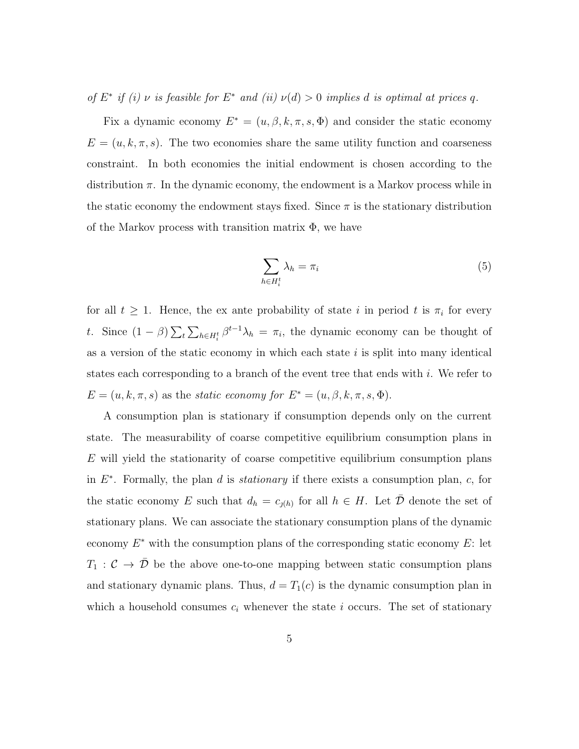*of $E^*$ if (i) $\nu$ is feasible for $E^*$ and (ii) $\nu(d) > 0$ implies $d$ is optimal at prices $q$.*

Fix a dynamic economy $E^* = (u, \beta, k, \pi, s, \Phi)$ and consider the static economy $E = (u, k, \pi, s)$. The two economies share the same utility function and coarseness constraint. In both economies the initial endowment is chosen according to the distribution $\pi$. In the dynamic economy, the endowment is a Markov process while in the static economy the endowment stays fixed. Since $\pi$ is the stationary distribution of the Markov process with transition matrix $\Phi$, we have

$$\sum_{h \in H_i^t} \lambda_h = \pi_i \tag{5}$$

for all $t \geq 1$. Hence, the ex ante probability of state $i$ in period $t$ is $\pi_i$ for every $t$. Since $(1 - \beta) \sum_t \sum_{h \in H_i^t} \beta^{t-1} \lambda_h = \pi_i$, the dynamic economy can be thought of as a version of the static economy in which each state $i$ is split into many identical states each corresponding to a branch of the event tree that ends with $i$. We refer to $E = (u, k, \pi, s)$ as the *static economy for* $E^* = (u, \beta, k, \pi, s, \Phi)$.

A consumption plan is stationary if consumption depends only on the current state. The measurability of coarse competitive equilibrium consumption plans in $E$ will yield the stationarity of coarse competitive equilibrium consumption plans in $E^*$. Formally, the plan $d$ is *stationary* if there exists a consumption plan, $c$, for the static economy $E$ such that $d_h = c_{\jmath(h)}$ for all $h \in H$. Let $\bar{\mathcal{D}}$ denote the set of stationary plans. We can associate the stationary consumption plans of the dynamic economy $E^*$ with the consumption plans of the corresponding static economy $E$: let $T_1 : \mathcal{C} \to \bar{\mathcal{D}}$ be the above one-to-one mapping between static consumption plans and stationary dynamic plans. Thus, $d = T_1(c)$ is the dynamic consumption plan in which a household consumes $c_i$ whenever the state $i$ occurs. The set of stationary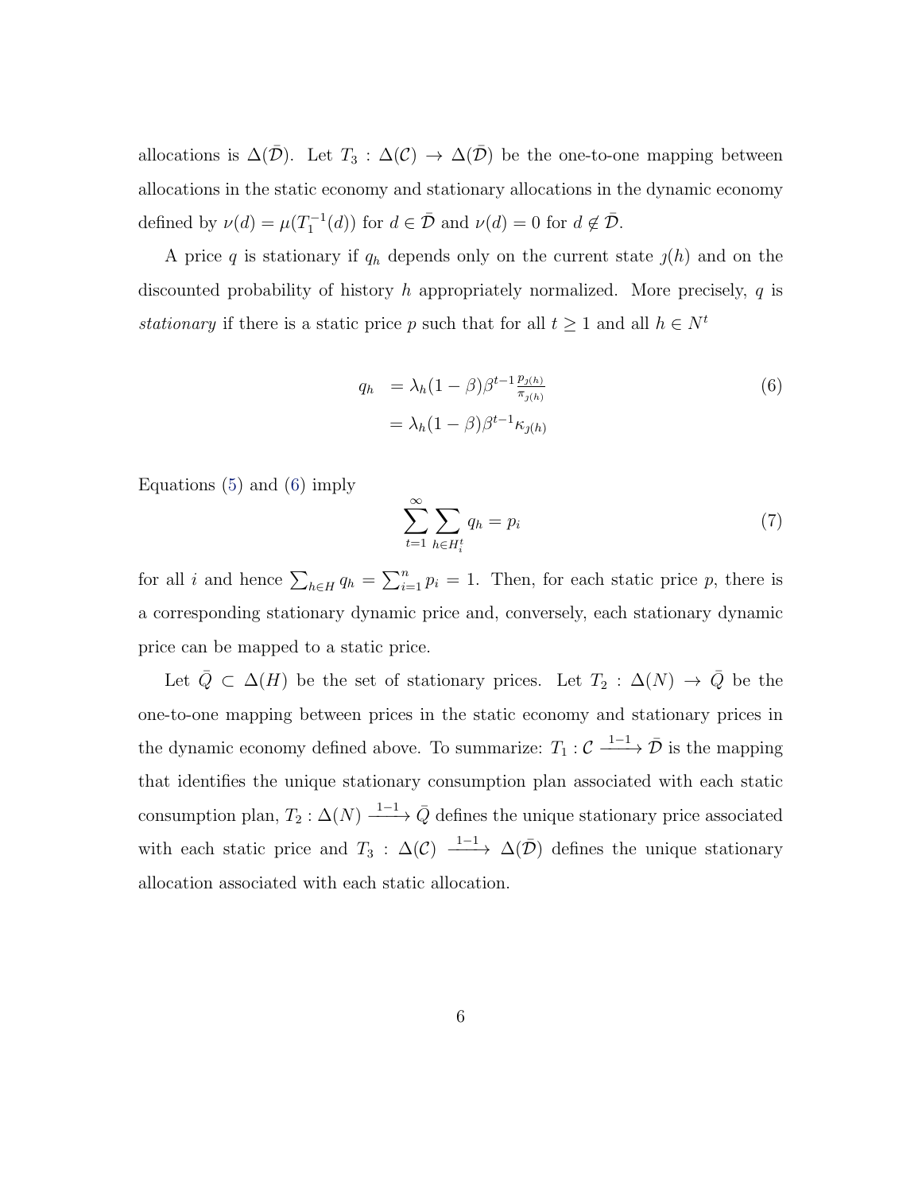allocations is $\Delta(\bar{\mathcal{D}})$. Let $T_3 : \Delta(\mathcal{C}) \to \Delta(\bar{\mathcal{D}})$ be the one-to-one mapping between allocations in the static economy and stationary allocations in the dynamic economy defined by $\nu(d) = \mu(T_1^{-1}(d))$ for $d \in \bar{\mathcal{D}}$ and $\nu(d) = 0$ for $d \notin \bar{\mathcal{D}}$.

A price $q$ is stationary if $q_h$ depends only on the current state $\jmath(h)$ and on the discounted probability of history $h$ appropriately normalized. More precisely, $q$ is *stationary* if there is a static price $p$ such that for all $t \geq 1$ and all $h \in N^t$

$$
\begin{aligned}
q_h &= \lambda_h (1-\beta)\beta^{t-1} \tfrac{p_{\jmath(h)}}{\pi_{\jmath(h)}} \\
&= \lambda_h (1-\beta)\beta^{t-1} \kappa_{\jmath(h)}
\end{aligned}
\tag{6}
$$

Equations (5) and (6) imply

$$
\sum_{t=1}^{\infty} \sum_{h \in H_i^t} q_h = p_i \tag{7}
$$

for all $i$ and hence $\sum_{h \in H} q_h = \sum_{i=1}^{n} p_i = 1$. Then, for each static price $p$, there is a corresponding stationary dynamic price and, conversely, each stationary dynamic price can be mapped to a static price.

Let $\bar{Q} \subset \Delta(H)$ be the set of stationary prices. Let $T_2 : \Delta(N) \to \bar{Q}$ be the one-to-one mapping between prices in the static economy and stationary prices in the dynamic economy defined above. To summarize: $T_1 : \mathcal{C} \xrightarrow{1-1} \bar{\mathcal{D}}$ is the mapping that identifies the unique stationary consumption plan associated with each static consumption plan, $T_2 : \Delta(N) \xrightarrow{1-1} \bar{Q}$ defines the unique stationary price associated with each static price and $T_3 : \Delta(\mathcal{C}) \xrightarrow{1-1} \Delta(\bar{\mathcal{D}})$ defines the unique stationary allocation associated with each static allocation.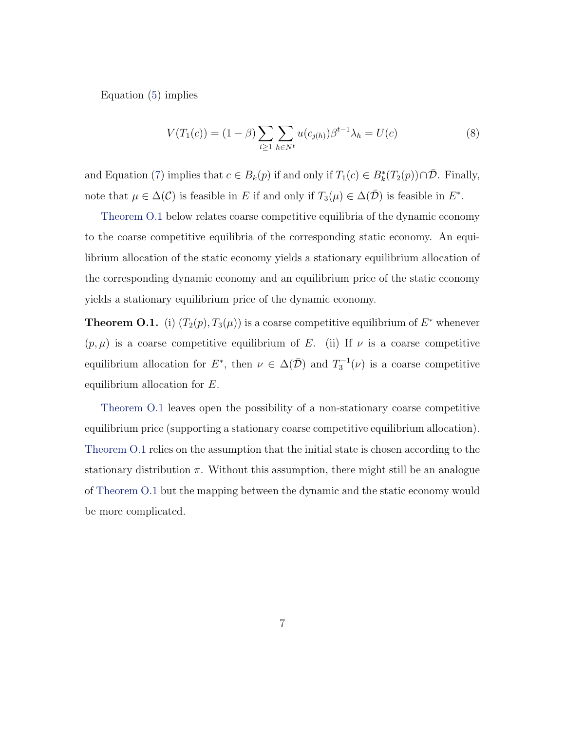Equation (5) implies

$$V(T_1(c)) = (1-\beta)\sum_{t\geq 1}\sum_{h\in N^t} u(c_{\jmath(h)})\beta^{t-1}\lambda_h = U(c) \tag{8}$$

and Equation (7) implies that $c \in B_k(p)$ if and only if $T_1(c) \in B_k^*(T_2(p)) \cap \bar{\mathcal{D}}$. Finally, note that $\mu \in \Delta(\mathcal{C})$ is feasible in $E$ if and only if $T_3(\mu) \in \Delta(\bar{\mathcal{D}})$ is feasible in $E^*$.

Theorem O.1 below relates coarse competitive equilibria of the dynamic economy to the coarse competitive equilibria of the corresponding static economy. An equilibrium allocation of the static economy yields a stationary equilibrium allocation of the corresponding dynamic economy and an equilibrium price of the static economy yields a stationary equilibrium price of the dynamic economy.

**Theorem O.1.** (i) $(T_2(p), T_3(\mu))$ is a coarse competitive equilibrium of $E^*$ whenever $(p, \mu)$ is a coarse competitive equilibrium of $E$. (ii) If $\nu$ is a coarse competitive equilibrium allocation for $E^*$, then $\nu \in \Delta(\bar{\mathcal{D}})$ and $T_3^{-1}(\nu)$ is a coarse competitive equilibrium allocation for $E$.

Theorem O.1 leaves open the possibility of a non-stationary coarse competitive equilibrium price (supporting a stationary coarse competitive equilibrium allocation). Theorem O.1 relies on the assumption that the initial state is chosen according to the stationary distribution $\pi$. Without this assumption, there might still be an analogue of Theorem O.1 but the mapping between the dynamic and the static economy would be more complicated.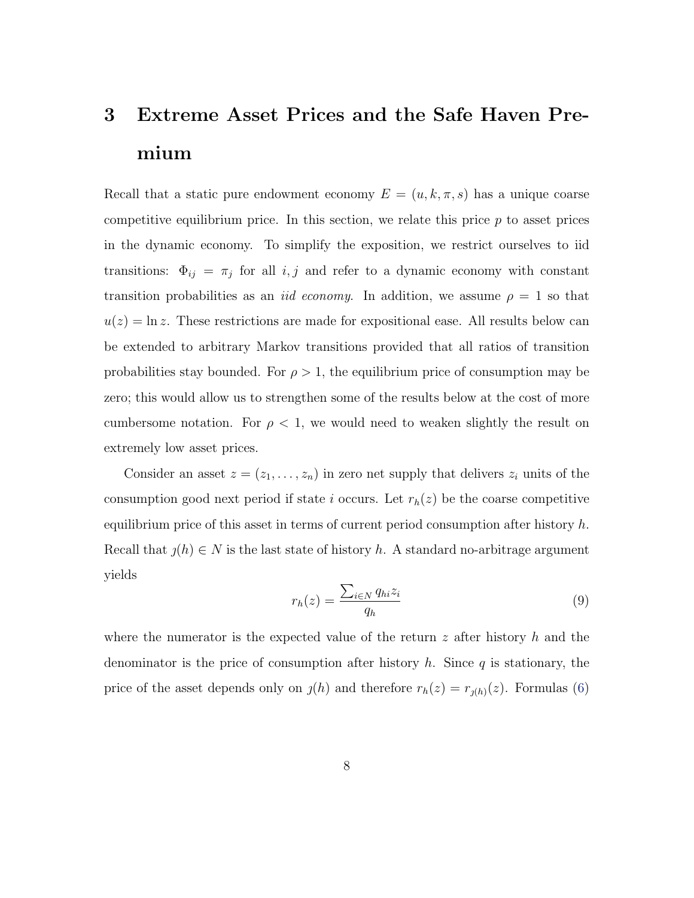# 3 Extreme Asset Prices and the Safe Haven Premium

Recall that a static pure endowment economy $E = (u, k, \pi, s)$ has a unique coarse competitive equilibrium price. In this section, we relate this price $p$ to asset prices in the dynamic economy. To simplify the exposition, we restrict ourselves to iid transitions: $\Phi_{ij} = \pi_j$ for all $i, j$ and refer to a dynamic economy with constant transition probabilities as an *iid economy*. In addition, we assume $\rho = 1$ so that $u(z) = \ln z$. These restrictions are made for expositional ease. All results below can be extended to arbitrary Markov transitions provided that all ratios of transition probabilities stay bounded. For $\rho > 1$, the equilibrium price of consumption may be zero; this would allow us to strengthen some of the results below at the cost of more cumbersome notation. For $\rho < 1$, we would need to weaken slightly the result on extremely low asset prices.

Consider an asset $z = (z_1, \dots, z_n)$ in zero net supply that delivers $z_i$ units of the consumption good next period if state $i$ occurs. Let $r_h(z)$ be the coarse competitive equilibrium price of this asset in terms of current period consumption after history $h$. Recall that $\jmath(h) \in N$ is the last state of history $h$. A standard no-arbitrage argument yields

$$r_h(z) = \frac{\sum_{i \in N} q_{hi} z_i}{q_h} \tag{9}$$

where the numerator is the expected value of the return $z$ after history $h$ and the denominator is the price of consumption after history $h$. Since $q$ is stationary, the price of the asset depends only on $\jmath(h)$ and therefore $r_h(z) = r_{\jmath(h)}(z)$. Formulas (6)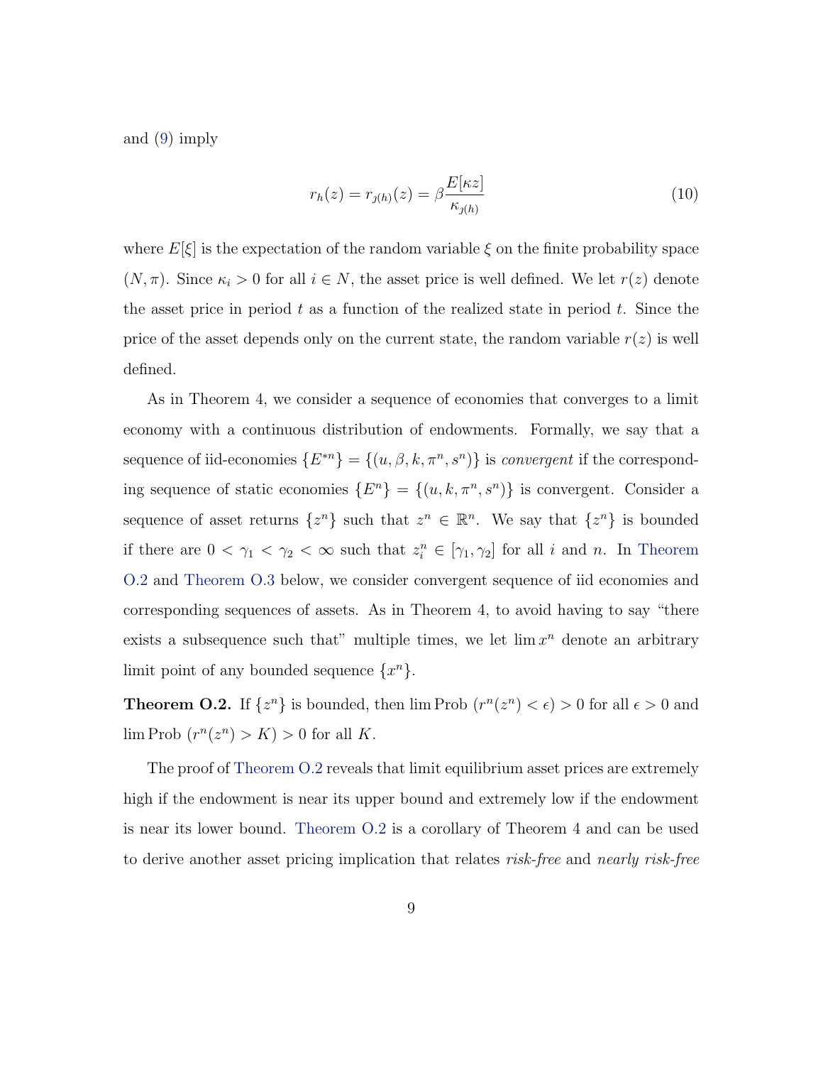and (9) imply

$$r_h(z) = r_{\jmath(h)}(z) = \beta \frac{E[\kappa z]}{\kappa_{\jmath(h)}} \tag{10}$$

where $E[\xi]$ is the expectation of the random variable $\xi$ on the finite probability space $(N, \pi)$. Since $\kappa_i > 0$ for all $i \in N$, the asset price is well defined. We let $r(z)$ denote the asset price in period $t$ as a function of the realized state in period $t$. Since the price of the asset depends only on the current state, the random variable $r(z)$ is well defined.

As in Theorem 4, we consider a sequence of economies that converges to a limit economy with a continuous distribution of endowments. Formally, we say that a sequence of iid-economies $\{E^{*n}\} = \{(u, \beta, k, \pi^n, s^n)\}$ is *convergent* if the corresponding sequence of static economies $\{E^n\} = \{(u, k, \pi^n, s^n)\}$ is convergent. Consider a sequence of asset returns $\{z^n\}$ such that $z^n \in \mathbb{R}^n$. We say that $\{z^n\}$ is bounded if there are $0 < \gamma_1 < \gamma_2 < \infty$ such that $z_i^n \in [\gamma_1, \gamma_2]$ for all $i$ and $n$. In Theorem O.2 and Theorem O.3 below, we consider convergent sequence of iid economies and corresponding sequences of assets. As in Theorem 4, to avoid having to say "there exists a subsequence such that" multiple times, we let $\lim x^n$ denote an arbitrary limit point of any bounded sequence $\{x^n\}$.

**Theorem O.2.** If $\{z^n\}$ is bounded, then $\lim \text{Prob}\ (r^n(z^n) < \epsilon) > 0$ for all $\epsilon > 0$ and $\lim \text{Prob}\ (r^n(z^n) > K) > 0$ for all $K$.

The proof of Theorem O.2 reveals that limit equilibrium asset prices are extremely high if the endowment is near its upper bound and extremely low if the endowment is near its lower bound. Theorem O.2 is a corollary of Theorem 4 and can be used to derive another asset pricing implication that relates *risk-free* and *nearly risk-free*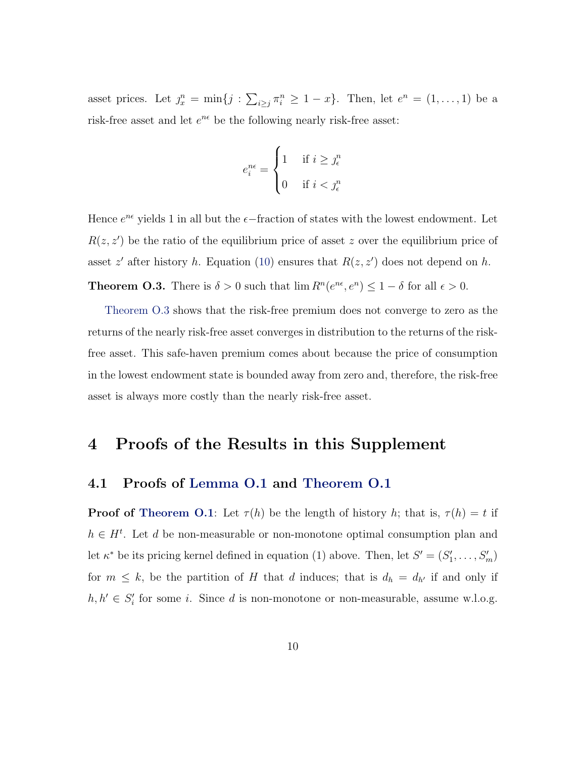asset prices. Let $\jmath_x^n = \min\{j : \sum_{i \geq j} \pi_i^n \geq 1 - x\}$. Then, let $e^n = (1, \ldots, 1)$ be a risk-free asset and let $e^{n\epsilon}$ be the following nearly risk-free asset:

$$e_i^{n\epsilon} = \begin{cases} 1 & \text{if } i \geq \jmath_\epsilon^n \\ 0 & \text{if } i < \jmath_\epsilon^n \end{cases}$$

Hence $e^{n\epsilon}$ yields 1 in all but the $\epsilon-$fraction of states with the lowest endowment. Let $R(z, z')$ be the ratio of the equilibrium price of asset $z$ over the equilibrium price of asset $z'$ after history $h$. Equation (10) ensures that $R(z, z')$ does not depend on $h$.

**Theorem O.3.** There is $\delta > 0$ such that $\lim R^n(e^{n\epsilon}, e^n) \leq 1 - \delta$ for all $\epsilon > 0$.

Theorem O.3 shows that the risk-free premium does not converge to zero as the returns of the nearly risk-free asset converges in distribution to the returns of the risk-free asset. This safe-haven premium comes about because the price of consumption in the lowest endowment state is bounded away from zero and, therefore, the risk-free asset is always more costly than the nearly risk-free asset.

# 4 Proofs of the Results in this Supplement

## 4.1 Proofs of Lemma O.1 and Theorem O.1

**Proof of Theorem O.1**: Let $\tau(h)$ be the length of history $h$; that is, $\tau(h) = t$ if $h \in H^t$. Let $d$ be non-measurable or non-monotone optimal consumption plan and let $\kappa^*$ be its pricing kernel defined in equation (1) above. Then, let $S' = (S'_1, \ldots, S'_m)$ for $m \leq k$, be the partition of $H$ that $d$ induces; that is $d_h = d_{h'}$ if and only if $h, h' \in S'_i$ for some $i$. Since $d$ is non-monotone or non-measurable, assume w.l.o.g.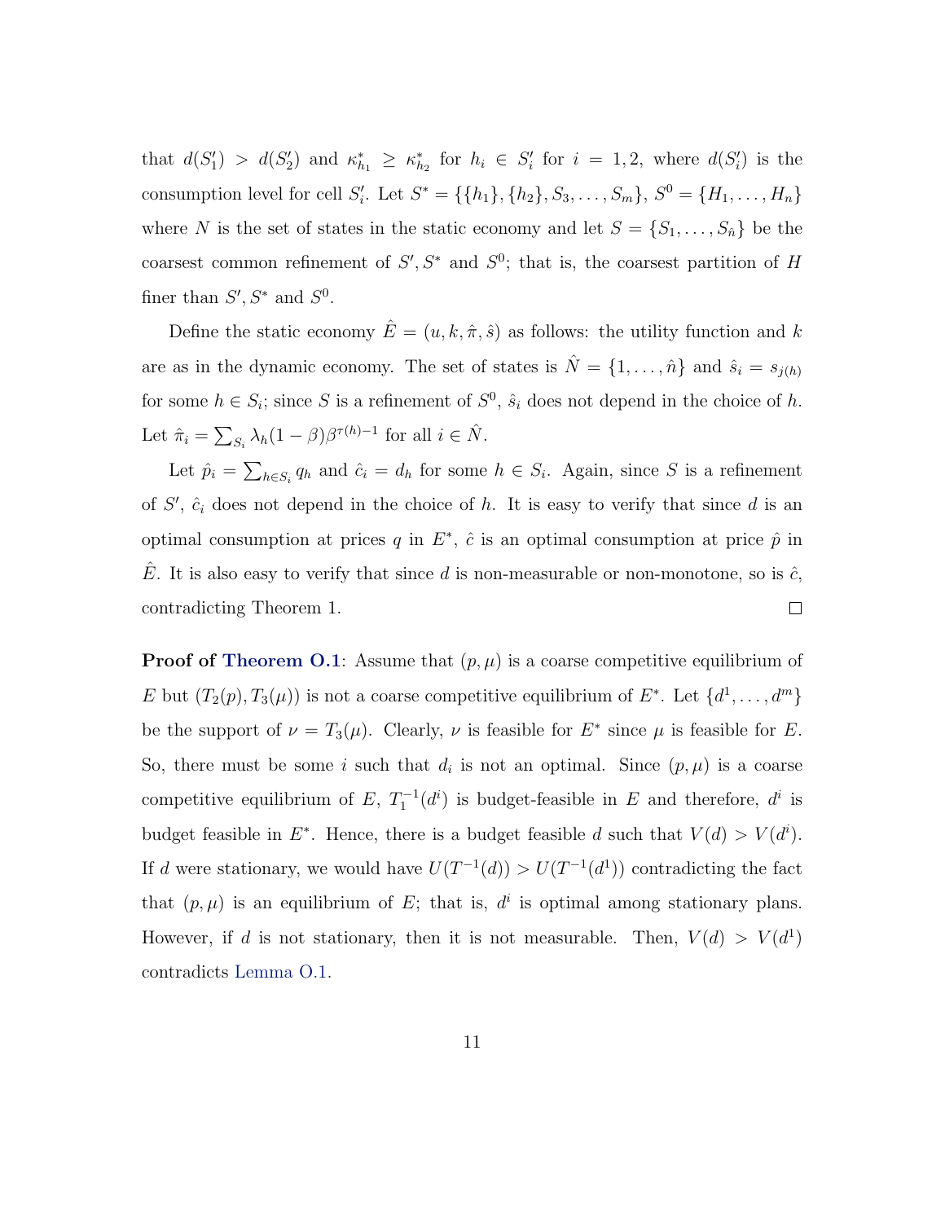that $d(S'_1) > d(S'_2)$ and $\kappa^*_{h_1} \geq \kappa^*_{h_2}$ for $h_i \in S'_i$ for $i = 1, 2$, where $d(S'_i)$ is the consumption level for cell $S'_i$. Let $S^* = \{\{h_1\}, \{h_2\}, S_3, \ldots, S_m\}$, $S^0 = \{H_1, \ldots, H_n\}$ where $N$ is the set of states in the static economy and let $S = \{S_1, \ldots, S_{\hat{n}}\}$ be the coarsest common refinement of $S', S^*$ and $S^0$; that is, the coarsest partition of $H$ finer than $S', S^*$ and $S^0$.

Define the static economy $\hat{E} = (u, k, \hat{\pi}, \hat{s})$ as follows: the utility function and $k$ are as in the dynamic economy. The set of states is $\hat{N} = \{1, \ldots, \hat{n}\}$ and $\hat{s}_i = s_{j(h)}$ for some $h \in S_i$; since $S$ is a refinement of $S^0$, $\hat{s}_i$ does not depend in the choice of $h$. Let $\hat{\pi}_i = \sum_{S_i} \lambda_h (1 - \beta) \beta^{\tau(h)-1}$ for all $i \in \hat{N}$.

Let $\hat{p}_i = \sum_{h \in S_i} q_h$ and $\hat{c}_i = d_h$ for some $h \in S_i$. Again, since $S$ is a refinement of $S'$, $\hat{c}_i$ does not depend in the choice of $h$. It is easy to verify that since $d$ is an optimal consumption at prices $q$ in $E^*$, $\hat{c}$ is an optimal consumption at price $\hat{p}$ in $\hat{E}$. It is also easy to verify that since $d$ is non-measurable or non-monotone, so is $\hat{c}$, contradicting Theorem 1. $\square$

**Proof of Theorem O.1**: Assume that $(p, \mu)$ is a coarse competitive equilibrium of $E$ but $(T_2(p), T_3(\mu))$ is not a coarse competitive equilibrium of $E^*$. Let $\{d^1, \ldots, d^m\}$ be the support of $\nu = T_3(\mu)$. Clearly, $\nu$ is feasible for $E^*$ since $\mu$ is feasible for $E$. So, there must be some $i$ such that $d_i$ is not an optimal. Since $(p, \mu)$ is a coarse competitive equilibrium of $E$, $T_1^{-1}(d^i)$ is budget-feasible in $E$ and therefore, $d^i$ is budget feasible in $E^*$. Hence, there is a budget feasible $d$ such that $V(d) > V(d^i)$. If $d$ were stationary, we would have $U(T^{-1}(d)) > U(T^{-1}(d^1))$ contradicting the fact that $(p, \mu)$ is an equilibrium of $E$; that is, $d^i$ is optimal among stationary plans. However, if $d$ is not stationary, then it is not measurable. Then, $V(d) > V(d^1)$ contradicts Lemma O.1.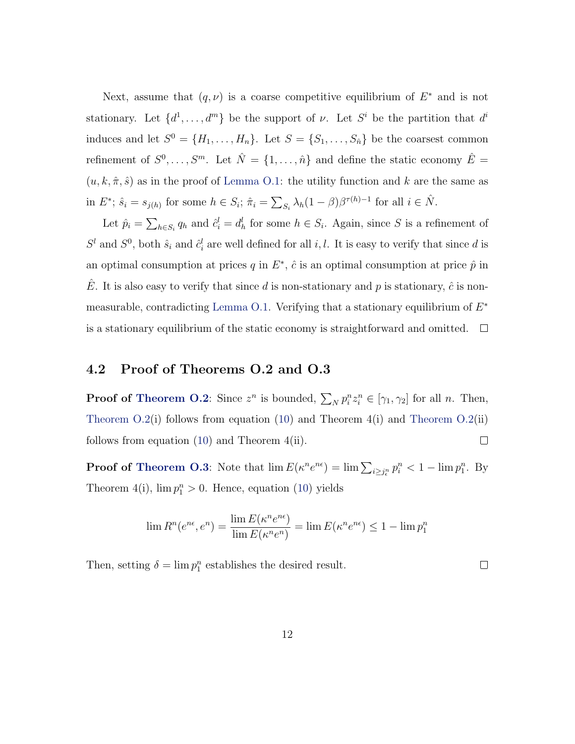Next, assume that $(q, \nu)$ is a coarse competitive equilibrium of $E^*$ and is not stationary. Let $\{d^1, \ldots, d^m\}$ be the support of $\nu$. Let $S^i$ be the partition that $d^i$ induces and let $S^0 = \{H_1, \ldots, H_n\}$. Let $S = \{S_1, \ldots, S_{\hat{n}}\}$ be the coarsest common refinement of $S^0, \ldots, S^m$. Let $\hat{N} = \{1, \ldots, \hat{n}\}$ and define the static economy $\hat{E} = (u, k, \hat{\pi}, \hat{s})$ as in the proof of Lemma O.1: the utility function and $k$ are the same as in $E^*$; $\hat{s}_i = s_{j(h)}$ for some $h \in S_i$; $\hat{\pi}_i = \sum_{S_i} \lambda_h (1-\beta)\beta^{\tau(h)-1}$ for all $i \in \hat{N}$.

Let $\hat{p}_i = \sum_{h \in S_i} q_h$ and $\hat{c}_i^l = d_h^l$ for some $h \in S_i$. Again, since $S$ is a refinement of $S^l$ and $S^0$, both $\hat{s}_i$ and $\hat{c}_i^l$ are well defined for all $i, l$. It is easy to verify that since $d$ is an optimal consumption at prices $q$ in $E^*$, $\hat{c}$ is an optimal consumption at price $\hat{p}$ in $\hat{E}$. It is also easy to verify that since $d$ is non-stationary and $p$ is stationary, $\hat{c}$ is non-measurable, contradicting Lemma O.1. Verifying that a stationary equilibrium of $E^*$ is a stationary equilibrium of the static economy is straightforward and omitted. □

## 4.2 Proof of Theorems O.2 and O.3

**Proof of Theorem O.2**: Since $z^n$ is bounded, $\sum_N p_i^n z_i^n \in [\gamma_1, \gamma_2]$ for all $n$. Then, Theorem O.2(i) follows from equation (10) and Theorem 4(i) and Theorem O.2(ii) follows from equation (10) and Theorem 4(ii). □

**Proof of Theorem O.3**: Note that $\lim E(\kappa^n e^{n\epsilon}) = \lim \sum_{i \geq j_\epsilon^n} p_i^n < 1 - \lim p_1^n$. By Theorem 4(i), $\lim p_1^n > 0$. Hence, equation (10) yields

$$\lim R^n(e^{n\epsilon}, e^n) = \frac{\lim E(\kappa^n e^{n\epsilon})}{\lim E(\kappa^n e^n)} = \lim E(\kappa^n e^{n\epsilon}) \leq 1 - \lim p_1^n$$

Then, setting $\delta = \lim p_1^n$ establishes the desired result. □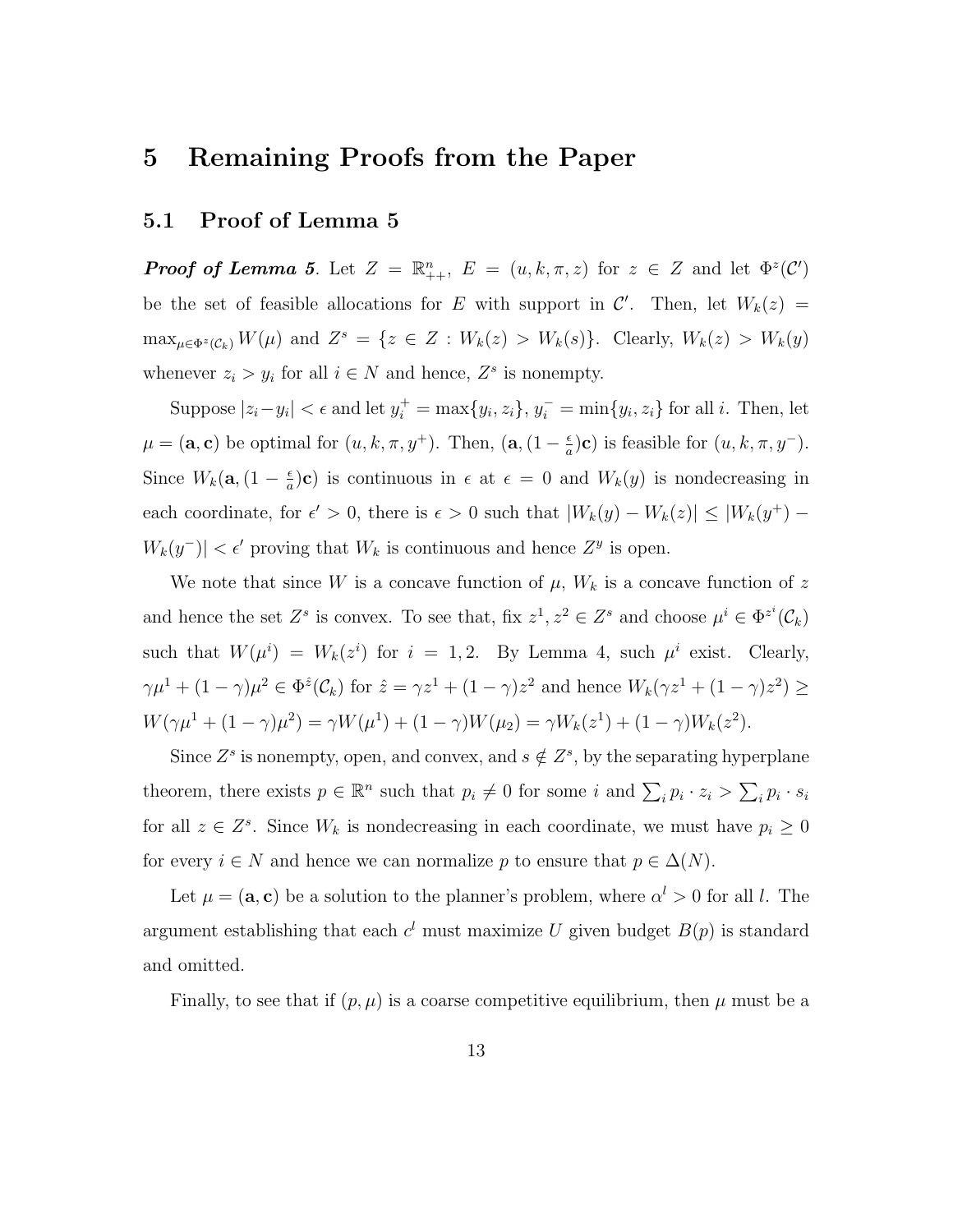# 5 Remaining Proofs from the Paper

## 5.1 Proof of Lemma 5

***Proof of Lemma 5***. Let $Z = \mathbb{R}^n_{++}$, $E = (u, k, \pi, z)$ for $z \in Z$ and let $\Phi^z(\mathcal{C}')$ be the set of feasible allocations for $E$ with support in $\mathcal{C}'$. Then, let $W_k(z) = \max_{\mu \in \Phi^z(\mathcal{C}_k)} W(\mu)$ and $Z^s = \{z \in Z : W_k(z) > W_k(s)\}$. Clearly, $W_k(z) > W_k(y)$ whenever $z_i > y_i$ for all $i \in N$ and hence, $Z^s$ is nonempty.

Suppose $|z_i - y_i| < \epsilon$ and let $y_i^+ = \max\{y_i, z_i\}$, $y_i^- = \min\{y_i, z_i\}$ for all $i$. Then, let $\mu = (\mathbf{a}, \mathbf{c})$ be optimal for $(u, k, \pi, y^+)$. Then, $(\mathbf{a}, (1 - \frac{\epsilon}{a})\mathbf{c})$ is feasible for $(u, k, \pi, y^-)$. Since $W_k(\mathbf{a}, (1 - \frac{\epsilon}{a})\mathbf{c})$ is continuous in $\epsilon$ at $\epsilon = 0$ and $W_k(y)$ is nondecreasing in each coordinate, for $\epsilon' > 0$, there is $\epsilon > 0$ such that $|W_k(y) - W_k(z)| \leq |W_k(y^+) - W_k(y^-)| < \epsilon'$ proving that $W_k$ is continuous and hence $Z^y$ is open.

We note that since $W$ is a concave function of $\mu$, $W_k$ is a concave function of $z$ and hence the set $Z^s$ is convex. To see that, fix $z^1, z^2 \in Z^s$ and choose $\mu^i \in \Phi^{z^i}(\mathcal{C}_k)$ such that $W(\mu^i) = W_k(z^i)$ for $i = 1, 2$. By Lemma 4, such $\mu^i$ exist. Clearly, $\gamma\mu^1 + (1-\gamma)\mu^2 \in \Phi^{\hat{z}}(\mathcal{C}_k)$ for $\hat{z} = \gamma z^1 + (1-\gamma)z^2$ and hence $W_k(\gamma z^1 + (1-\gamma)z^2) \geq W(\gamma\mu^1 + (1-\gamma)\mu^2) = \gamma W(\mu^1) + (1-\gamma)W(\mu_2) = \gamma W_k(z^1) + (1-\gamma)W_k(z^2)$.

Since $Z^s$ is nonempty, open, and convex, and $s \notin Z^s$, by the separating hyperplane theorem, there exists $p \in \mathbb{R}^n$ such that $p_i \neq 0$ for some $i$ and $\sum_i p_i \cdot z_i > \sum_i p_i \cdot s_i$ for all $z \in Z^s$. Since $W_k$ is nondecreasing in each coordinate, we must have $p_i \geq 0$ for every $i \in N$ and hence we can normalize $p$ to ensure that $p \in \Delta(N)$.

Let $\mu = (\mathbf{a}, \mathbf{c})$ be a solution to the planner's problem, where $\alpha^l > 0$ for all $l$. The argument establishing that each $c^l$ must maximize $U$ given budget $B(p)$ is standard and omitted.

Finally, to see that if $(p, \mu)$ is a coarse competitive equilibrium, then $\mu$ must be a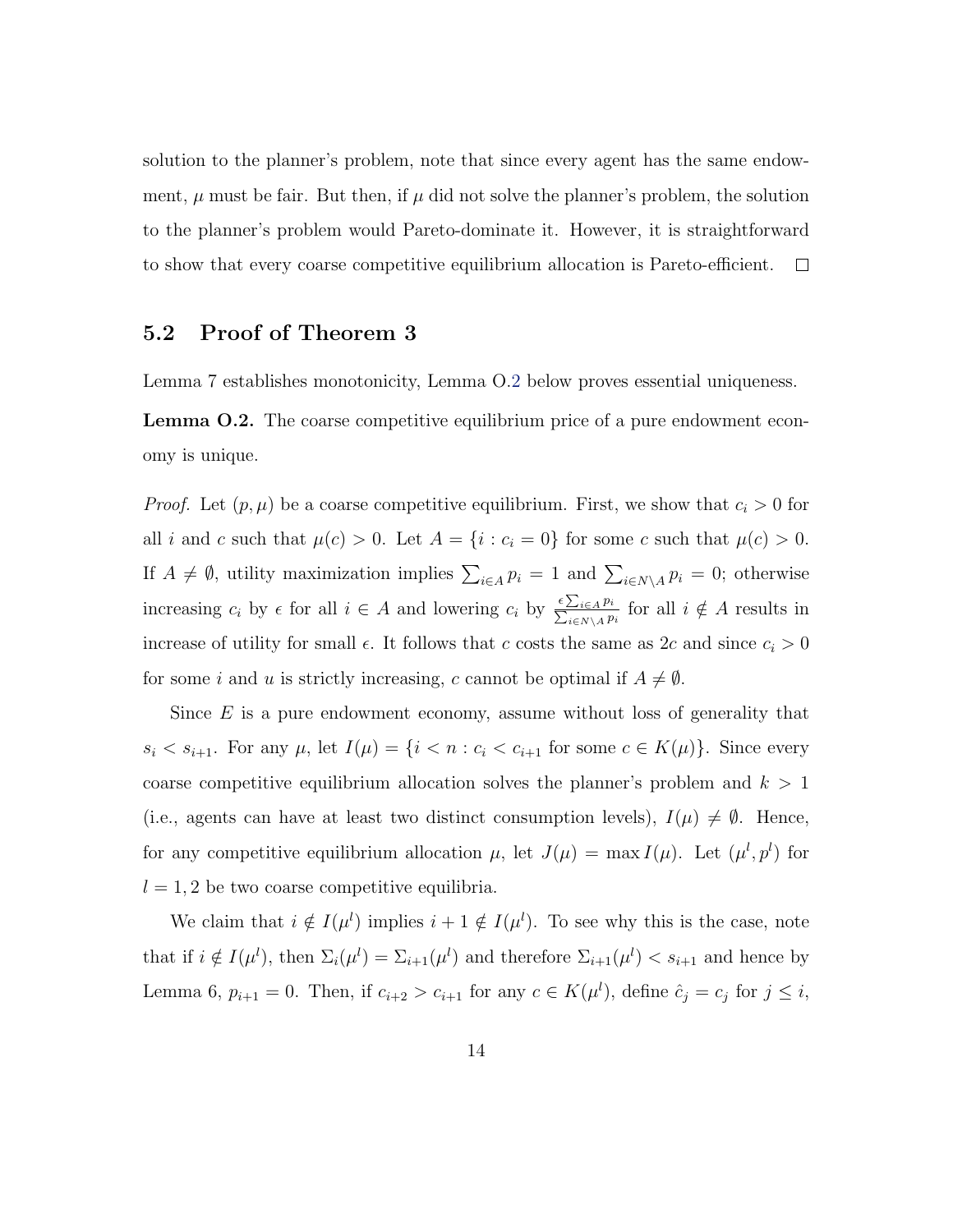solution to the planner's problem, note that since every agent has the same endowment, $\mu$ must be fair. But then, if $\mu$ did not solve the planner's problem, the solution to the planner's problem would Pareto-dominate it. However, it is straightforward to show that every coarse competitive equilibrium allocation is Pareto-efficient. $\square$

## 5.2 Proof of Theorem 3

Lemma 7 establishes monotonicity, Lemma O.2 below proves essential uniqueness.

**Lemma O.2.** The coarse competitive equilibrium price of a pure endowment economy is unique.

*Proof.* Let $(p, \mu)$ be a coarse competitive equilibrium. First, we show that $c_i > 0$ for all $i$ and $c$ such that $\mu(c) > 0$. Let $A = \{i : c_i = 0\}$ for some $c$ such that $\mu(c) > 0$. If $A \neq \emptyset$, utility maximization implies $\sum_{i \in A} p_i = 1$ and $\sum_{i \in N \setminus A} p_i = 0$; otherwise increasing $c_i$ by $\epsilon$ for all $i \in A$ and lowering $c_i$ by $\frac{\epsilon \sum_{i \in A} p_i}{\sum_{i \in N \setminus A} p_i}$ for all $i \notin A$ results in increase of utility for small $\epsilon$. It follows that $c$ costs the same as $2c$ and since $c_i > 0$ for some $i$ and $u$ is strictly increasing, $c$ cannot be optimal if $A \neq \emptyset$.

Since $E$ is a pure endowment economy, assume without loss of generality that $s_i < s_{i+1}$. For any $\mu$, let $I(\mu) = \{i < n : c_i < c_{i+1} \text{ for some } c \in K(\mu)\}$. Since every coarse competitive equilibrium allocation solves the planner's problem and $k > 1$ (i.e., agents can have at least two distinct consumption levels), $I(\mu) \neq \emptyset$. Hence, for any competitive equilibrium allocation $\mu$, let $J(\mu) = \max I(\mu)$. Let $(\mu^l, p^l)$ for $l = 1, 2$ be two coarse competitive equilibria.

We claim that $i \notin I(\mu^l)$ implies $i + 1 \notin I(\mu^l)$. To see why this is the case, note that if $i \notin I(\mu^l)$, then $\Sigma_i(\mu^l) = \Sigma_{i+1}(\mu^l)$ and therefore $\Sigma_{i+1}(\mu^l) < s_{i+1}$ and hence by Lemma 6, $p_{i+1} = 0$. Then, if $c_{i+2} > c_{i+1}$ for any $c \in K(\mu^l)$, define $\hat{c}_j = c_j$ for $j \leq i$,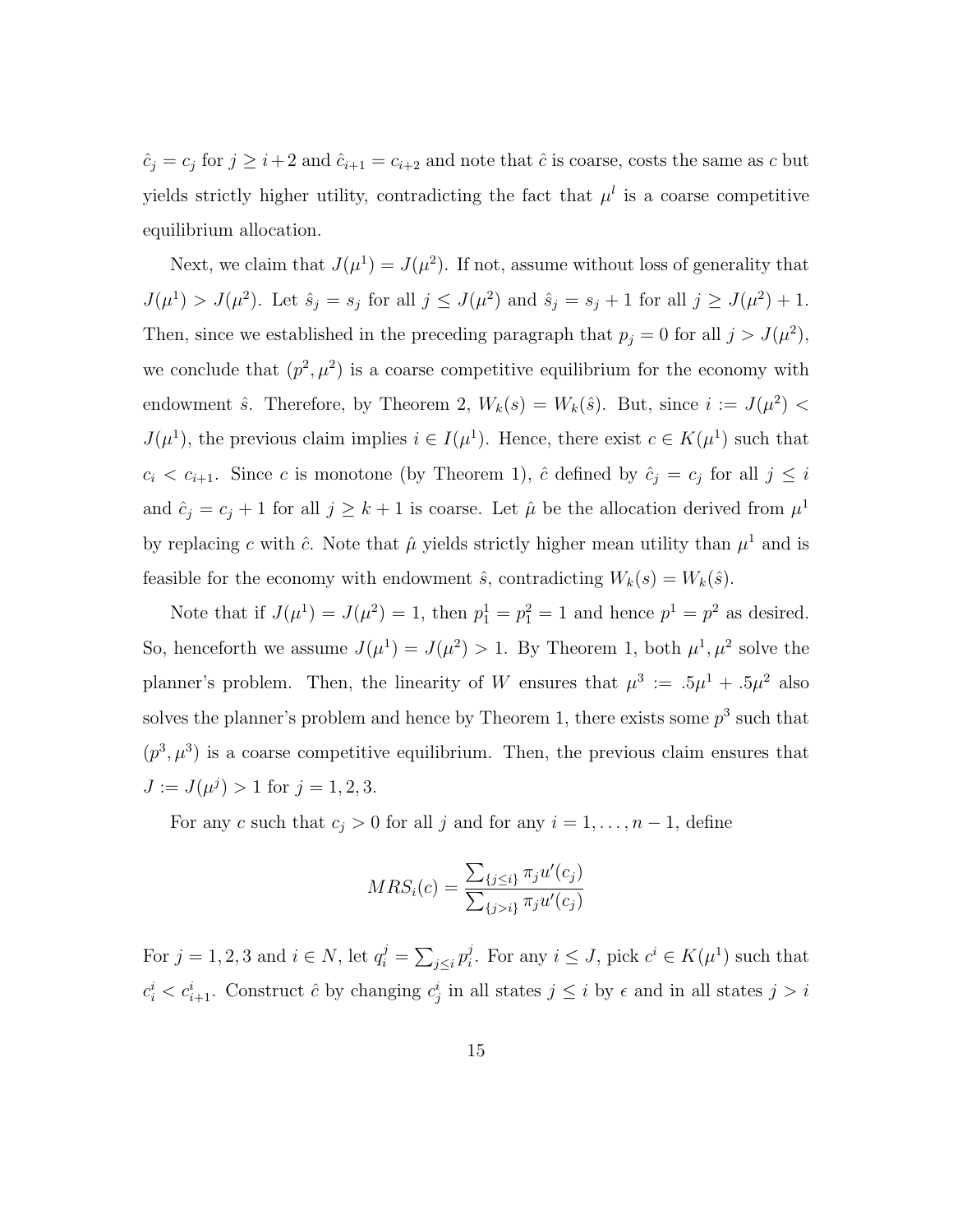$\hat{c}_j = c_j$ for $j \geq i+2$ and $\hat{c}_{i+1} = c_{i+2}$ and note that $\hat{c}$ is coarse, costs the same as $c$ but yields strictly higher utility, contradicting the fact that $\mu^l$ is a coarse competitive equilibrium allocation.

Next, we claim that $J(\mu^1) = J(\mu^2)$. If not, assume without loss of generality that $J(\mu^1) > J(\mu^2)$. Let $\hat{s}_j = s_j$ for all $j \leq J(\mu^2)$ and $\hat{s}_j = s_j + 1$ for all $j \geq J(\mu^2)+1$. Then, since we established in the preceding paragraph that $p_j = 0$ for all $j > J(\mu^2)$, we conclude that $(p^2, \mu^2)$ is a coarse competitive equilibrium for the economy with endowment $\hat{s}$. Therefore, by Theorem 2, $W_k(s) = W_k(\hat{s})$. But, since $i := J(\mu^2) < J(\mu^1)$, the previous claim implies $i \in I(\mu^1)$. Hence, there exist $c \in K(\mu^1)$ such that $c_i < c_{i+1}$. Since $c$ is monotone (by Theorem 1), $\hat{c}$ defined by $\hat{c}_j = c_j$ for all $j \leq i$ and $\hat{c}_j = c_j + 1$ for all $j \geq k+1$ is coarse. Let $\hat{\mu}$ be the allocation derived from $\mu^1$ by replacing $c$ with $\hat{c}$. Note that $\hat{\mu}$ yields strictly higher mean utility than $\mu^1$ and is feasible for the economy with endowment $\hat{s}$, contradicting $W_k(s) = W_k(\hat{s})$.

Note that if $J(\mu^1) = J(\mu^2) = 1$, then $p_1^1 = p_1^2 = 1$ and hence $p^1 = p^2$ as desired. So, henceforth we assume $J(\mu^1) = J(\mu^2) > 1$. By Theorem 1, both $\mu^1, \mu^2$ solve the planner's problem. Then, the linearity of $W$ ensures that $\mu^3 := .5\mu^1 + .5\mu^2$ also solves the planner's problem and hence by Theorem 1, there exists some $p^3$ such that $(p^3, \mu^3)$ is a coarse competitive equilibrium. Then, the previous claim ensures that $J := J(\mu^j) > 1$ for $j = 1, 2, 3$.

For any $c$ such that $c_j > 0$ for all $j$ and for any $i = 1, \ldots, n-1$, define

$$MRS_i(c) = \frac{\sum_{\{j \leq i\}} \pi_j u'(c_j)}{\sum_{\{j > i\}} \pi_j u'(c_j)}$$

For $j = 1, 2, 3$ and $i \in N$, let $q_i^j = \sum_{j \leq i} p_i^j$. For any $i \leq J$, pick $c^i \in K(\mu^1)$ such that $c_i^i < c_{i+1}^i$. Construct $\hat{c}$ by changing $c_j^i$ in all states $j \leq i$ by $\epsilon$ and in all states $j > i$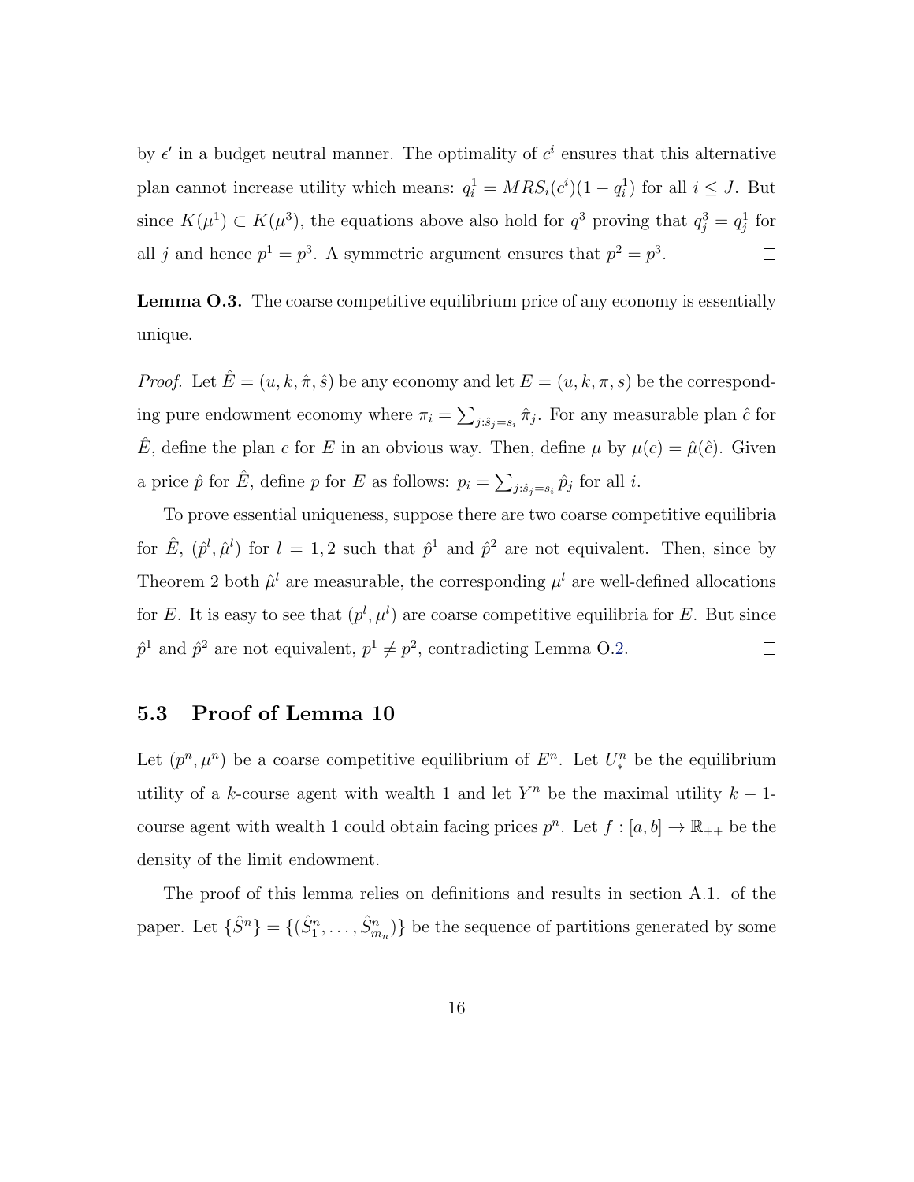by $\epsilon'$ in a budget neutral manner. The optimality of $c^i$ ensures that this alternative plan cannot increase utility which means: $q_i^1 = MRS_i(c^i)(1 - q_i^1)$ for all $i \leq J$. But since $K(\mu^1) \subset K(\mu^3)$, the equations above also hold for $q^3$ proving that $q_j^3 = q_j^1$ for all $j$ and hence $p^1 = p^3$. A symmetric argument ensures that $p^2 = p^3$. □

**Lemma O.3.** The coarse competitive equilibrium price of any economy is essentially unique.

*Proof.* Let $\hat{E} = (u, k, \hat{\pi}, \hat{s})$ be any economy and let $E = (u, k, \pi, s)$ be the corresponding pure endowment economy where $\pi_i = \sum_{j:\hat{s}_j = s_i} \hat{\pi}_j$. For any measurable plan $\hat{c}$ for $\hat{E}$, define the plan $c$ for $E$ in an obvious way. Then, define $\mu$ by $\mu(c) = \hat{\mu}(\hat{c})$. Given a price $\hat{p}$ for $\hat{E}$, define $p$ for $E$ as follows: $p_i = \sum_{j:\hat{s}_j = s_i} \hat{p}_j$ for all $i$.

To prove essential uniqueness, suppose there are two coarse competitive equilibria for $\hat{E}$, $(\hat{p}^l, \hat{\mu}^l)$ for $l = 1, 2$ such that $\hat{p}^1$ and $\hat{p}^2$ are not equivalent. Then, since by Theorem 2 both $\hat{\mu}^l$ are measurable, the corresponding $\mu^l$ are well-defined allocations for $E$. It is easy to see that $(p^l, \mu^l)$ are coarse competitive equilibria for $E$. But since $\hat{p}^1$ and $\hat{p}^2$ are not equivalent, $p^1 \neq p^2$, contradicting Lemma O.2. □

## 5.3 Proof of Lemma 10

Let $(p^n, \mu^n)$ be a coarse competitive equilibrium of $E^n$. Let $U_*^n$ be the equilibrium utility of a $k$-course agent with wealth 1 and let $Y^n$ be the maximal utility $k-1$-course agent with wealth 1 could obtain facing prices $p^n$. Let $f : [a, b] \to \mathbb{R}_{++}$ be the density of the limit endowment.

The proof of this lemma relies on definitions and results in section A.1. of the paper. Let $\{\hat{S}^n\} = \{(\hat{S}_1^n, \ldots, \hat{S}_{m_n}^n)\}$ be the sequence of partitions generated by some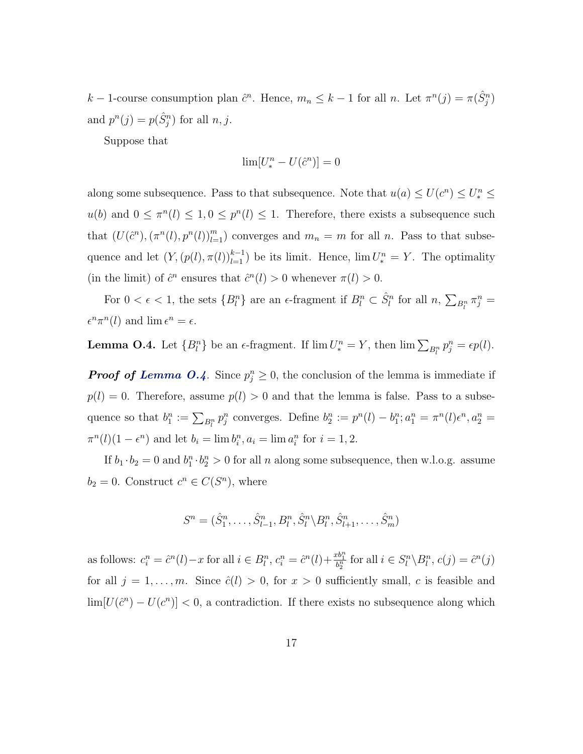$k-1$-course consumption plan $\hat{c}^n$. Hence, $m_n \leq k-1$ for all $n$. Let $\pi^n(j) = \pi(\hat{S}_j^n)$ and $p^n(j) = p(\hat{S}_j^n)$ for all $n, j$.

Suppose that

$$\lim[U_*^n - U(\hat{c}^n)] = 0$$

along some subsequence. Pass to that subsequence. Note that $u(a) \leq U(c^n) \leq U_*^n \leq u(b)$ and $0 \leq \pi^n(l) \leq 1, 0 \leq p^n(l) \leq 1$. Therefore, there exists a subsequence such that $(U(\hat{c}^n), (\pi^n(l), p^n(l))_{l=1}^m)$ converges and $m_n = m$ for all $n$. Pass to that subsequence and let $(Y, (p(l), \pi(l))_{l=1}^{k-1})$ be its limit. Hence, $\lim U_*^n = Y$. The optimality (in the limit) of $\hat{c}^n$ ensures that $\hat{c}^n(l) > 0$ whenever $\pi(l) > 0$.

For $0 < \epsilon < 1$, the sets $\{B_l^n\}$ are an $\epsilon$-fragment if $B_l^n \subset \hat{S}_l^n$ for all $n$, $\sum_{B_l^n} \pi_j^n = \epsilon^n \pi^n(l)$ and $\lim \epsilon^n = \epsilon$.

**Lemma O.4.** Let $\{B_l^n\}$ be an $\epsilon$-fragment. If $\lim U_*^n = Y$, then $\lim \sum_{B_l^n} p_j^n = \epsilon p(l)$.

***Proof of Lemma O.4.*** Since $p_j^n \geq 0$, the conclusion of the lemma is immediate if $p(l) = 0$. Therefore, assume $p(l) > 0$ and that the lemma is false. Pass to a subsequence so that $b_1^n := \sum_{B_l^n} p_j^n$ converges. Define $b_2^n := p^n(l) - b_1^n; a_1^n = \pi^n(l)\epsilon^n, a_2^n = \pi^n(l)(1-\epsilon^n)$ and let $b_i = \lim b_i^n, a_i = \lim a_i^n$ for $i = 1, 2$.

If $b_1 \cdot b_2 = 0$ and $b_1^n \cdot b_2^n > 0$ for all $n$ along some subsequence, then w.l.o.g. assume $b_2 = 0$. Construct $c^n \in C(S^n)$, where

$$S^n = (\hat{S}_1^n, \ldots, \hat{S}_{l-1}^n, B_l^n, \hat{S}_l^n \backslash B_l^n, \hat{S}_{l+1}^n, \ldots, \hat{S}_m^n)$$

as follows: $c_i^n = \hat{c}^n(l) - x$ for all $i \in B_l^n$, $c_i^n = \hat{c}^n(l) + \frac{x b_1^n}{b_2^n}$ for all $i \in S_l^n \backslash B_l^n$, $c(j) = \hat{c}^n(j)$ for all $j = 1, \ldots, m$. Since $\hat{c}(l) > 0$, for $x > 0$ sufficiently small, $c$ is feasible and $\lim[U(\hat{c}^n) - U(c^n)] < 0$, a contradiction. If there exists no subsequence along which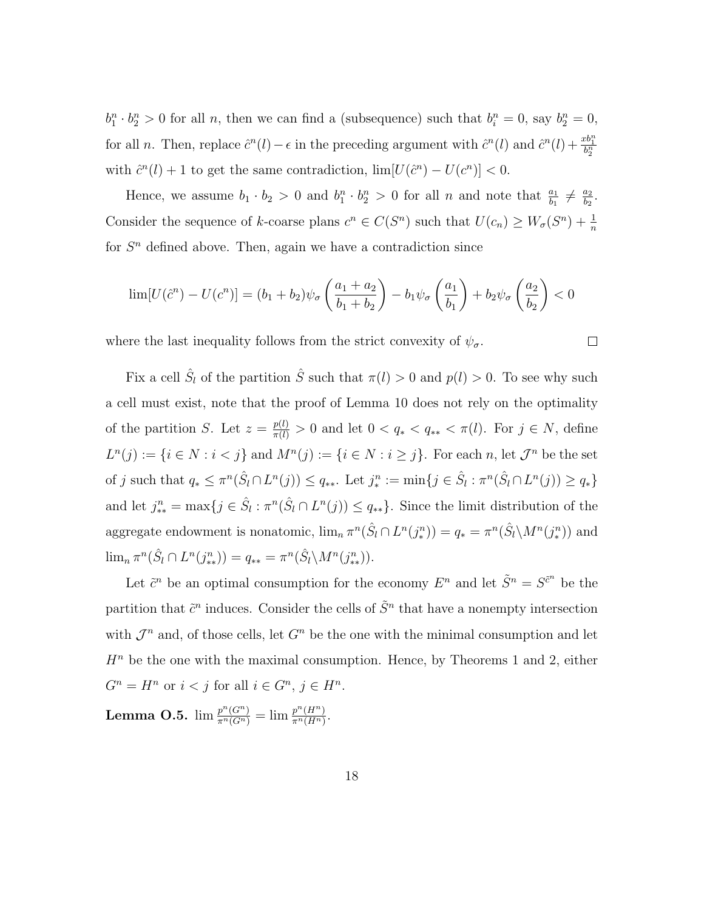$b_1^n \cdot b_2^n > 0$ for all $n$, then we can find a (subsequence) such that $b_i^n = 0$, say $b_2^n = 0$, for all $n$. Then, replace $\hat{c}^n(l) - \epsilon$ in the preceding argument with $\hat{c}^n(l)$ and $\hat{c}^n(l) + \frac{xb_1^n}{b_2^n}$ with $\hat{c}^n(l) + 1$ to get the same contradiction, $\lim[U(\hat{c}^n) - U(c^n)] < 0$.

Hence, we assume $b_1 \cdot b_2 > 0$ and $b_1^n \cdot b_2^n > 0$ for all $n$ and note that $\frac{a_1}{b_1} \neq \frac{a_2}{b_2}$. Consider the sequence of $k$-coarse plans $c^n \in C(S^n)$ such that $U(c_n) \geq W_\sigma(S^n) + \frac{1}{n}$ for $S^n$ defined above. Then, again we have a contradiction since

$$\lim[U(\hat{c}^n) - U(c^n)] = (b_1 + b_2)\psi_\sigma\left(\frac{a_1 + a_2}{b_1 + b_2}\right) - b_1\psi_\sigma\left(\frac{a_1}{b_1}\right) + b_2\psi_\sigma\left(\frac{a_2}{b_2}\right) < 0$$

where the last inequality follows from the strict convexity of $\psi_\sigma$. $\square$

Fix a cell $\hat{S}_l$ of the partition $\hat{S}$ such that $\pi(l) > 0$ and $p(l) > 0$. To see why such a cell must exist, note that the proof of Lemma 10 does not rely on the optimality of the partition $S$. Let $z = \frac{p(l)}{\pi(l)} > 0$ and let $0 < q_* < q_{**} < \pi(l)$. For $j \in N$, define $L^n(j) := \{i \in N : i < j\}$ and $M^n(j) := \{i \in N : i \geq j\}$. For each $n$, let $\mathcal{J}^n$ be the set of $j$ such that $q_* \leq \pi^n(\hat{S}_l \cap L^n(j)) \leq q_{**}$. Let $j_*^n := \min\{j \in \hat{S}_l : \pi^n(\hat{S}_l \cap L^n(j)) \geq q_*\}$ and let $j_{**}^n = \max\{j \in \hat{S}_l : \pi^n(\hat{S}_l \cap L^n(j)) \leq q_{**}\}$. Since the limit distribution of the aggregate endowment is nonatomic, $\lim_n \pi^n(\hat{S}_l \cap L^n(j_*^n)) = q_* = \pi^n(\hat{S}_l \backslash M^n(j_*^n))$ and $\lim_n \pi^n(\hat{S}_l \cap L^n(j_{**}^n)) = q_{**} = \pi^n(\hat{S}_l \backslash M^n(j_{**}^n))$.

Let $\tilde{c}^n$ be an optimal consumption for the economy $E^n$ and let $\tilde{S}^n = S^{\tilde{c}^n}$ be the partition that $\tilde{c}^n$ induces. Consider the cells of $\tilde{S}^n$ that have a nonempty intersection with $\mathcal{J}^n$ and, of those cells, let $G^n$ be the one with the minimal consumption and let $H^n$ be the one with the maximal consumption. Hence, by Theorems 1 and 2, either $G^n = H^n$ or $i < j$ for all $i \in G^n$, $j \in H^n$.

**Lemma O.5.** $\lim \frac{p^n(G^n)}{\pi^n(G^n)} = \lim \frac{p^n(H^n)}{\pi^n(H^n)}$.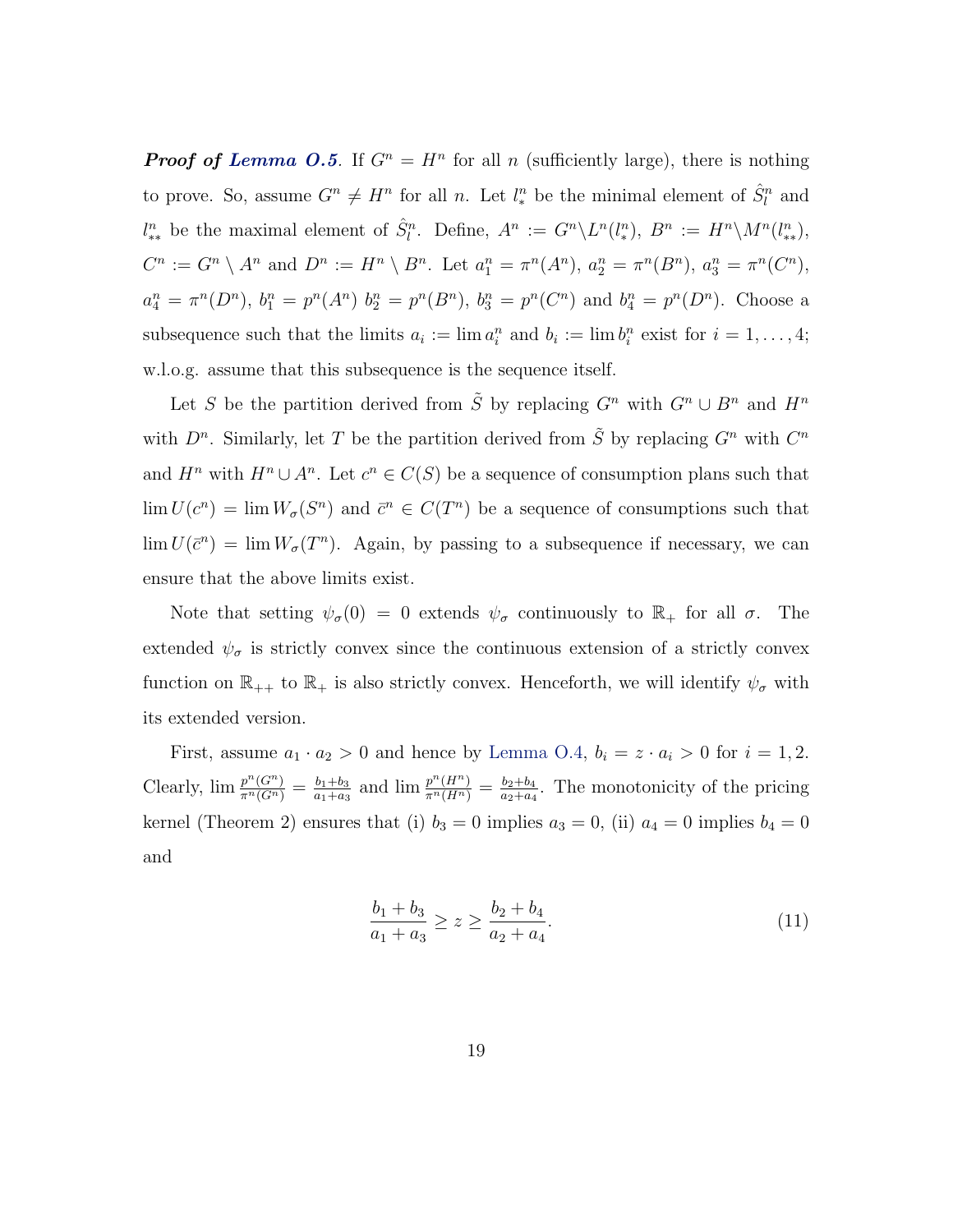***Proof of Lemma O.5.*** If $G^n = H^n$ for all $n$ (sufficiently large), there is nothing to prove. So, assume $G^n \neq H^n$ for all $n$. Let $l_*^n$ be the minimal element of $\hat{S}_l^n$ and $l_{**}^n$ be the maximal element of $\hat{S}_l^n$. Define, $A^n := G^n \backslash L^n(l_*^n)$, $B^n := H^n \backslash M^n(l_{**}^n)$, $C^n := G^n \setminus A^n$ and $D^n := H^n \setminus B^n$. Let $a_1^n = \pi^n(A^n)$, $a_2^n = \pi^n(B^n)$, $a_3^n = \pi^n(C^n)$, $a_4^n = \pi^n(D^n)$, $b_1^n = p^n(A^n)$ $b_2^n = p^n(B^n)$, $b_3^n = p^n(C^n)$ and $b_4^n = p^n(D^n)$. Choose a subsequence such that the limits $a_i := \lim a_i^n$ and $b_i := \lim b_i^n$ exist for $i = 1, \ldots, 4$; w.l.o.g. assume that this subsequence is the sequence itself.

Let $S$ be the partition derived from $\tilde{S}$ by replacing $G^n$ with $G^n \cup B^n$ and $H^n$ with $D^n$. Similarly, let $T$ be the partition derived from $\tilde{S}$ by replacing $G^n$ with $C^n$ and $H^n$ with $H^n \cup A^n$. Let $c^n \in C(S)$ be a sequence of consumption plans such that $\lim U(c^n) = \lim W_\sigma(S^n)$ and $\bar{c}^n \in C(T^n)$ be a sequence of consumptions such that $\lim U(\bar{c}^n) = \lim W_\sigma(T^n)$. Again, by passing to a subsequence if necessary, we can ensure that the above limits exist.

Note that setting $\psi_\sigma(0) = 0$ extends $\psi_\sigma$ continuously to $\mathbb{R}_+$ for all $\sigma$. The extended $\psi_\sigma$ is strictly convex since the continuous extension of a strictly convex function on $\mathbb{R}_{++}$ to $\mathbb{R}_+$ is also strictly convex. Henceforth, we will identify $\psi_\sigma$ with its extended version.

First, assume $a_1 \cdot a_2 > 0$ and hence by Lemma O.4, $b_i = z \cdot a_i > 0$ for $i = 1, 2$. Clearly, $\lim \frac{p^n(G^n)}{\pi^n(G^n)} = \frac{b_1 + b_3}{a_1 + a_3}$ and $\lim \frac{p^n(H^n)}{\pi^n(H^n)} = \frac{b_2 + b_4}{a_2 + a_4}$. The monotonicity of the pricing kernel (Theorem 2) ensures that (i) $b_3 = 0$ implies $a_3 = 0$, (ii) $a_4 = 0$ implies $b_4 = 0$ and

$$\frac{b_1 + b_3}{a_1 + a_3} \geq z \geq \frac{b_2 + b_4}{a_2 + a_4}. \tag{11}$$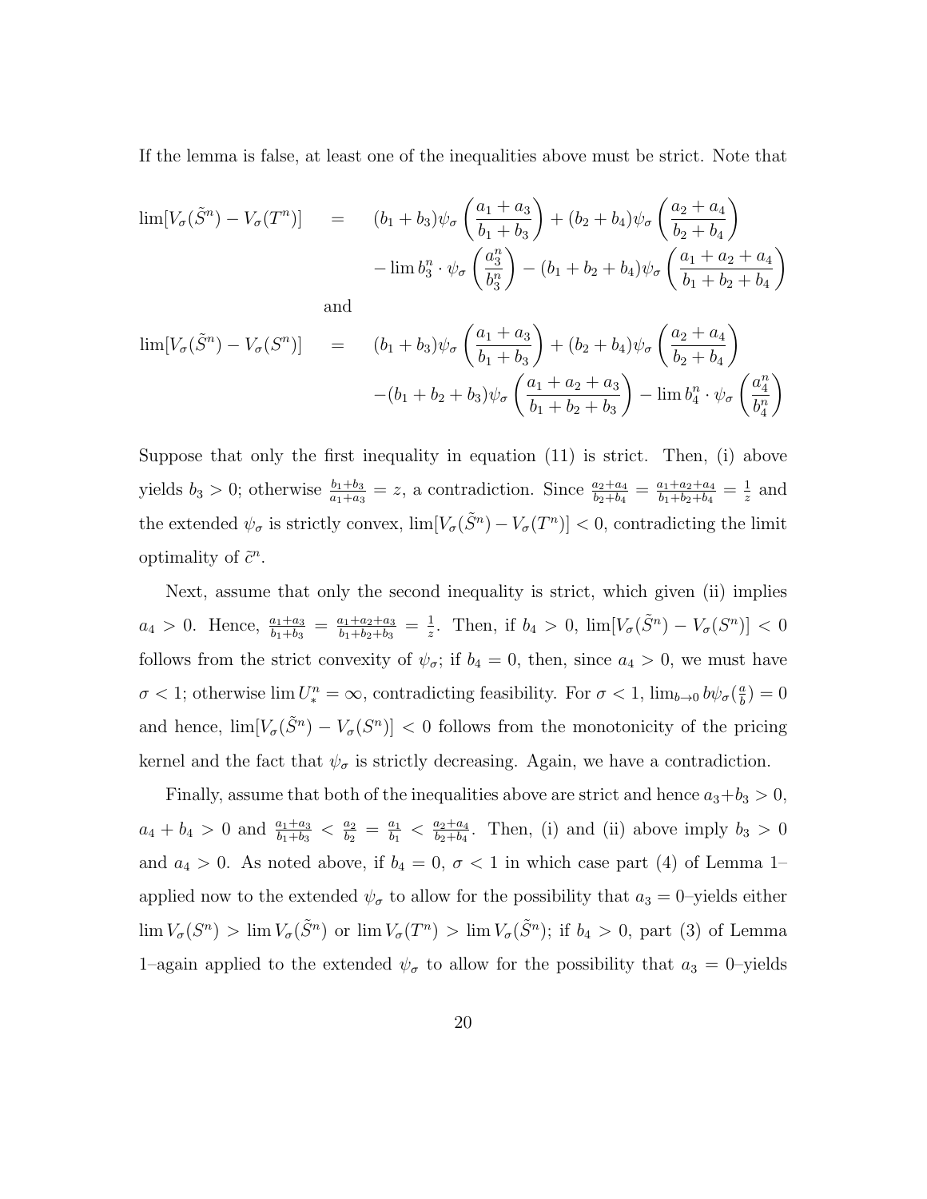If the lemma is false, at least one of the inequalities above must be strict. Note that

$$
\begin{aligned}
\lim[V_\sigma(\tilde{S}^n) - V_\sigma(T^n)] \quad &= \quad (b_1+b_3)\psi_\sigma\left(\frac{a_1+a_3}{b_1+b_3}\right) + (b_2+b_4)\psi_\sigma\left(\frac{a_2+a_4}{b_2+b_4}\right) \\
&\quad - \lim b_3^n \cdot \psi_\sigma\left(\frac{a_3^n}{b_3^n}\right) - (b_1+b_2+b_4)\psi_\sigma\left(\frac{a_1+a_2+a_4}{b_1+b_2+b_4}\right)
\end{aligned}
$$

and

$$
\begin{aligned}
\lim[V_\sigma(\tilde{S}^n) - V_\sigma(S^n)] \quad &= \quad (b_1+b_3)\psi_\sigma\left(\frac{a_1+a_3}{b_1+b_3}\right) + (b_2+b_4)\psi_\sigma\left(\frac{a_2+a_4}{b_2+b_4}\right) \\
&\quad -(b_1+b_2+b_3)\psi_\sigma\left(\frac{a_1+a_2+a_3}{b_1+b_2+b_3}\right) - \lim b_4^n \cdot \psi_\sigma\left(\frac{a_4^n}{b_4^n}\right)
\end{aligned}
$$

Suppose that only the first inequality in equation (11) is strict. Then, (i) above yields $b_3 > 0$; otherwise $\frac{b_1+b_3}{a_1+a_3} = z$, a contradiction. Since $\frac{a_2+a_4}{b_2+b_4} = \frac{a_1+a_2+a_4}{b_1+b_2+b_4} = \frac{1}{z}$ and the extended $\psi_\sigma$ is strictly convex, $\lim[V_\sigma(\tilde{S}^n) - V_\sigma(T^n)] < 0$, contradicting the limit optimality of $\tilde{c}^n$.

Next, assume that only the second inequality is strict, which given (ii) implies $a_4 > 0$. Hence, $\frac{a_1+a_3}{b_1+b_3} = \frac{a_1+a_2+a_3}{b_1+b_2+b_3} = \frac{1}{z}$. Then, if $b_4 > 0$, $\lim[V_\sigma(\tilde{S}^n) - V_\sigma(S^n)] < 0$ follows from the strict convexity of $\psi_\sigma$; if $b_4 = 0$, then, since $a_4 > 0$, we must have $\sigma < 1$; otherwise $\lim U_*^n = \infty$, contradicting feasibility. For $\sigma < 1$, $\lim_{b\to 0} b\psi_\sigma(\frac{a}{b}) = 0$ and hence, $\lim[V_\sigma(\tilde{S}^n) - V_\sigma(S^n)] < 0$ follows from the monotonicity of the pricing kernel and the fact that $\psi_\sigma$ is strictly decreasing. Again, we have a contradiction.

Finally, assume that both of the inequalities above are strict and hence $a_3+b_3 > 0$, $a_4 + b_4 > 0$ and $\frac{a_1+a_3}{b_1+b_3} < \frac{a_2}{b_2} = \frac{a_1}{b_1} < \frac{a_2+a_4}{b_2+b_4}$. Then, (i) and (ii) above imply $b_3 > 0$ and $a_4 > 0$. As noted above, if $b_4 = 0$, $\sigma < 1$ in which case part (4) of Lemma 1–applied now to the extended $\psi_\sigma$ to allow for the possibility that $a_3 = 0$–yields either $\lim V_\sigma(S^n) > \lim V_\sigma(\tilde{S}^n)$ or $\lim V_\sigma(T^n) > \lim V_\sigma(\tilde{S}^n)$; if $b_4 > 0$, part (3) of Lemma 1–again applied to the extended $\psi_\sigma$ to allow for the possibility that $a_3 = 0$–yields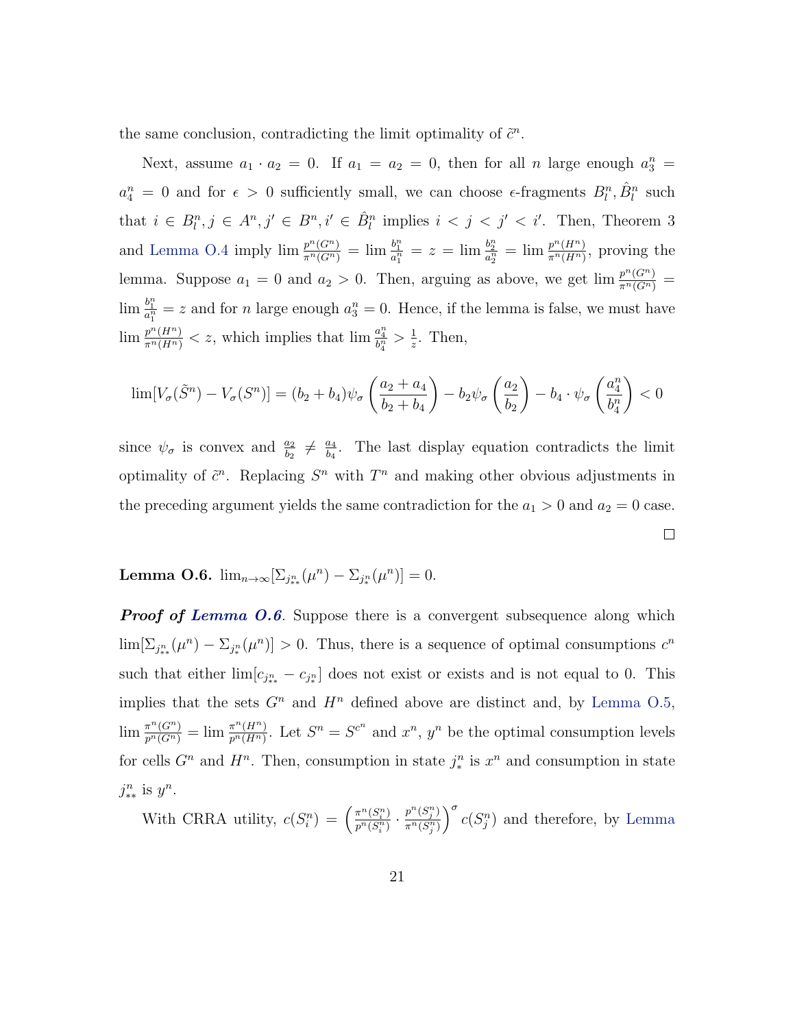the same conclusion, contradicting the limit optimality of $\tilde{c}^n$.

Next, assume $a_1 \cdot a_2 = 0$. If $a_1 = a_2 = 0$, then for all $n$ large enough $a_3^n = a_4^n = 0$ and for $\epsilon > 0$ sufficiently small, we can choose $\epsilon$-fragments $B_l^n, \hat{B}_l^n$ such that $i \in B_l^n, j \in A^n, j' \in B^n, i' \in \hat{B}_l^n$ implies $i < j < j' < i'$. Then, Theorem 3 and Lemma O.4 imply $\lim \frac{p^n(G^n)}{\pi^n(G^n)} = \lim \frac{b_1^n}{a_1^n} = z = \lim \frac{b_2^n}{a_2^n} = \lim \frac{p^n(H^n)}{\pi^n(H^n)}$, proving the lemma. Suppose $a_1 = 0$ and $a_2 > 0$. Then, arguing as above, we get $\lim \frac{p^n(G^n)}{\pi^n(G^n)} = \lim \frac{b_1^n}{a_1^n} = z$ and for $n$ large enough $a_3^n = 0$. Hence, if the lemma is false, we must have $\lim \frac{p^n(H^n)}{\pi^n(H^n)} < z$, which implies that $\lim \frac{a_4^n}{b_4^n} > \frac{1}{z}$. Then,

$$\lim[V_\sigma(\tilde{S}^n) - V_\sigma(S^n)] = (b_2 + b_4)\psi_\sigma\left(\frac{a_2 + a_4}{b_2 + b_4}\right) - b_2\psi_\sigma\left(\frac{a_2}{b_2}\right) - b_4 \cdot \psi_\sigma\left(\frac{a_4^n}{b_4^n}\right) < 0$$

since $\psi_\sigma$ is convex and $\frac{a_2}{b_2} \neq \frac{a_4}{b_4}$. The last display equation contradicts the limit optimality of $\tilde{c}^n$. Replacing $S^n$ with $T^n$ and making other obvious adjustments in the preceding argument yields the same contradiction for the $a_1 > 0$ and $a_2 = 0$ case.

□

**Lemma O.6.** $\lim_{n\to\infty}[\Sigma_{j_{**}^n}(\mu^n) - \Sigma_{j_*^n}(\mu^n)] = 0$.

***Proof of Lemma O.6***. Suppose there is a convergent subsequence along which $\lim[\Sigma_{j_{**}^n}(\mu^n) - \Sigma_{j_*^n}(\mu^n)] > 0$. Thus, there is a sequence of optimal consumptions $c^n$ such that either $\lim[c_{j_{**}^n} - c_{j_*^n}]$ does not exist or exists and is not equal to 0. This implies that the sets $G^n$ and $H^n$ defined above are distinct and, by Lemma O.5, $\lim \frac{\pi^n(G^n)}{p^n(G^n)} = \lim \frac{\pi^n(H^n)}{p^n(H^n)}$. Let $S^n = S^{c^n}$ and $x^n$, $y^n$ be the optimal consumption levels for cells $G^n$ and $H^n$. Then, consumption in state $j_*^n$ is $x^n$ and consumption in state $j_{**}^n$ is $y^n$.

With CRRA utility, $c(S_i^n) = \left(\frac{\pi^n(S_i^n)}{p^n(S_i^n)} \cdot \frac{p^n(S_j^n)}{\pi^n(S_j^n)}\right)^\sigma c(S_j^n)$ and therefore, by Lemma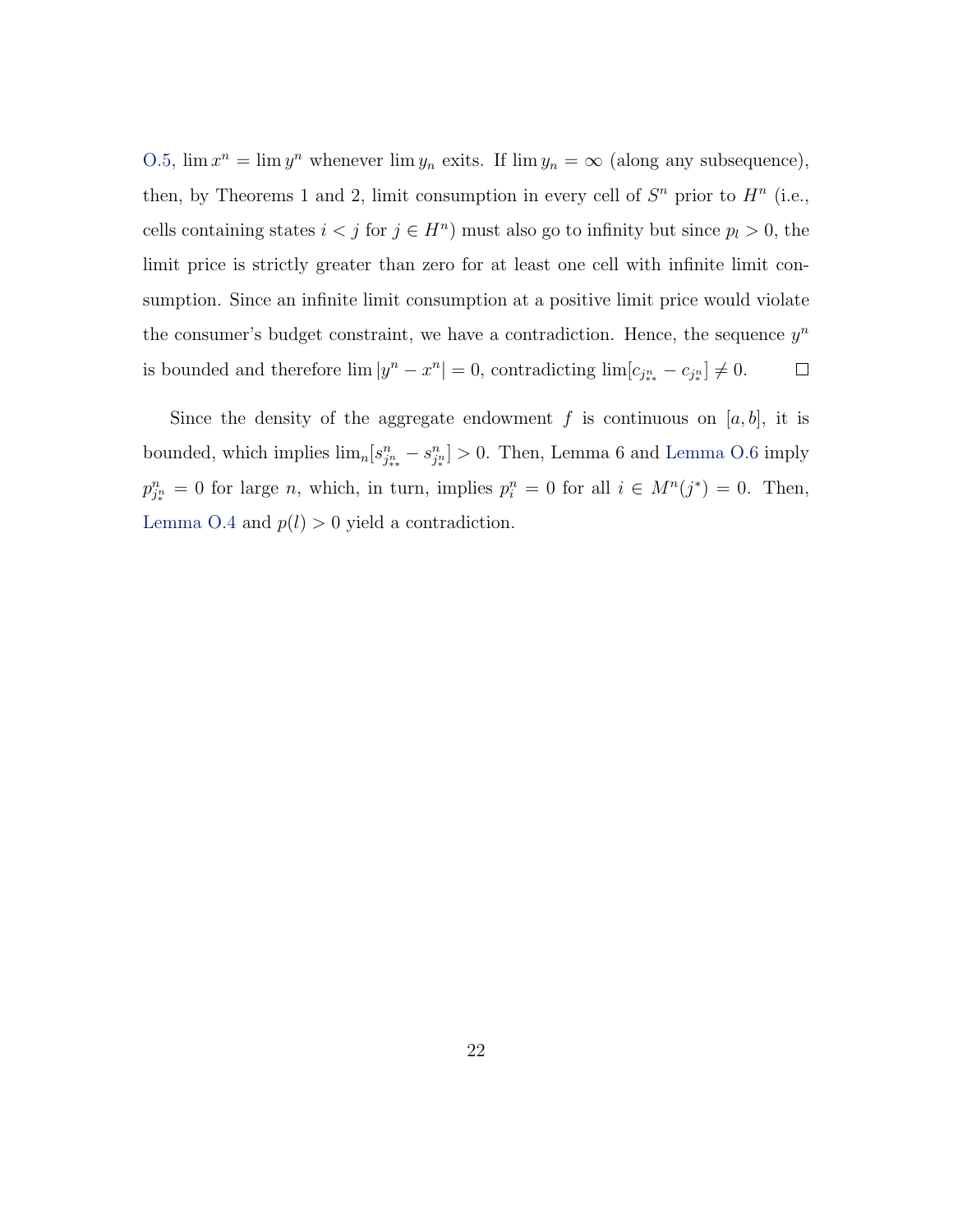O.5, $\lim x^n = \lim y^n$ whenever $\lim y_n$ exits. If $\lim y_n = \infty$ (along any subsequence), then, by Theorems 1 and 2, limit consumption in every cell of $S^n$ prior to $H^n$ (i.e., cells containing states $i < j$ for $j \in H^n$) must also go to infinity but since $p_l > 0$, the limit price is strictly greater than zero for at least one cell with infinite limit consumption. Since an infinite limit consumption at a positive limit price would violate the consumer's budget constraint, we have a contradiction. Hence, the sequence $y^n$ is bounded and therefore $\lim |y^n - x^n| = 0$, contradicting $\lim[c_{j^n_{**}} - c_{j^n_*}] \neq 0$. □

Since the density of the aggregate endowment $f$ is continuous on $[a, b]$, it is bounded, which implies $\lim_n[s^n_{j^n_{**}} - s^n_{j^n_*}] > 0$. Then, Lemma 6 and Lemma O.6 imply $p^n_{j^n_*} = 0$ for large $n$, which, in turn, implies $p^n_i = 0$ for all $i \in M^n(j^*) = 0$. Then, Lemma O.4 and $p(l) > 0$ yield a contradiction.